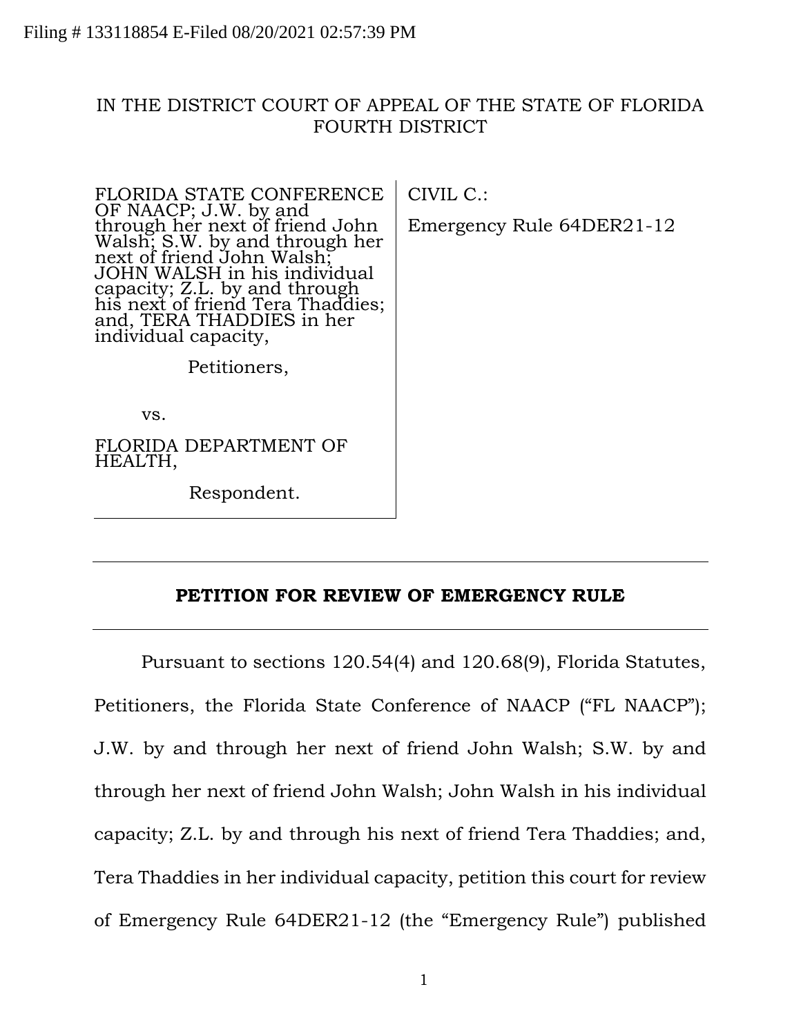Filing # 133118854 E-Filed 08/20/2021 02:57:39 PM

IN THE DISTRICT COURT OF APPEAL OF THE STATE OF FLORIDA
FOURTH DISTRICT

| | |
|---|---|
| FLORIDA STATE CONFERENCE OF NAACP; J.W. by and through her next of friend John Walsh; S.W. by and through her next of friend John Walsh; JOHN WALSH in his individual capacity; Z.L. by and through his next of friend Tera Thaddies; and, TERA THADDIES in her individual capacity,<br><br>Petitioners,<br><br>vs.<br><br>FLORIDA DEPARTMENT OF HEALTH,<br><br>Respondent. | CIVIL C.:<br><br>Emergency Rule 64DER21-12 |

**PETITION FOR REVIEW OF EMERGENCY RULE**

Pursuant to sections 120.54(4) and 120.68(9), Florida Statutes, Petitioners, the Florida State Conference of NAACP ("FL NAACP"); J.W. by and through her next of friend John Walsh; S.W. by and through her next of friend John Walsh; John Walsh in his individual capacity; Z.L. by and through his next of friend Tera Thaddies; and, Tera Thaddies in her individual capacity, petition this court for review of Emergency Rule 64DER21-12 (the "Emergency Rule") published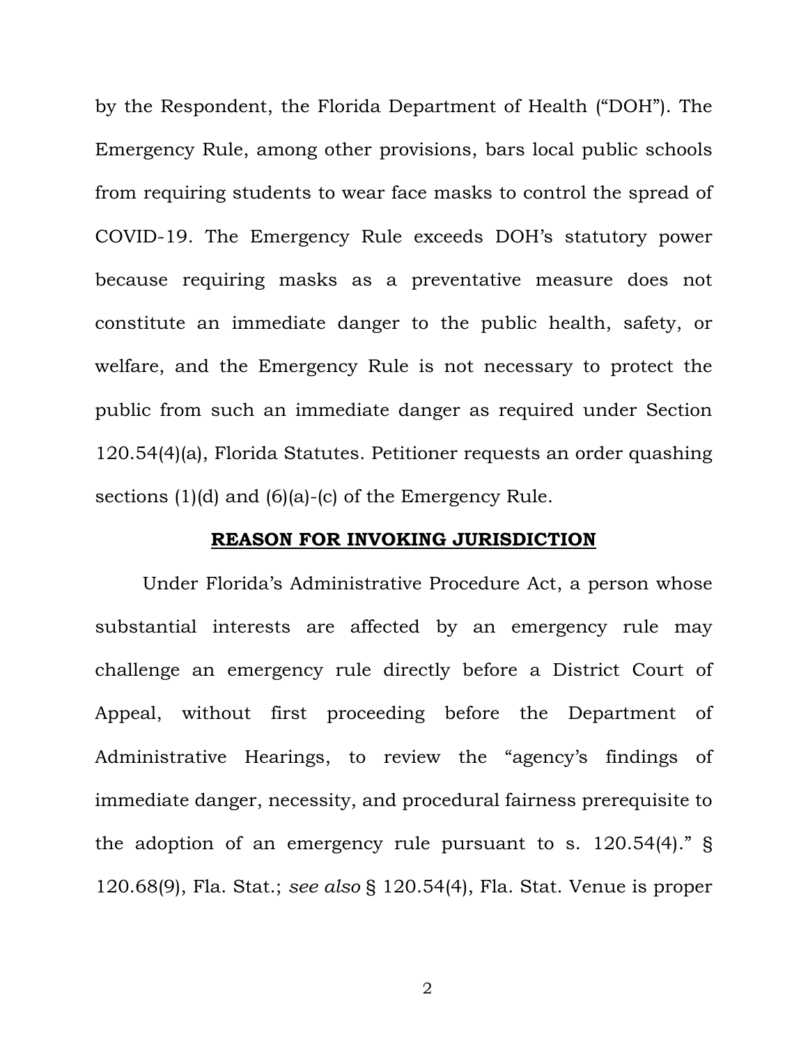by the Respondent, the Florida Department of Health ("DOH"). The Emergency Rule, among other provisions, bars local public schools from requiring students to wear face masks to control the spread of COVID-19. The Emergency Rule exceeds DOH's statutory power because requiring masks as a preventative measure does not constitute an immediate danger to the public health, safety, or welfare, and the Emergency Rule is not necessary to protect the public from such an immediate danger as required under Section 120.54(4)(a), Florida Statutes. Petitioner requests an order quashing sections (1)(d) and (6)(a)-(c) of the Emergency Rule.

## **REASON FOR INVOKING JURISDICTION**

Under Florida's Administrative Procedure Act, a person whose substantial interests are affected by an emergency rule may challenge an emergency rule directly before a District Court of Appeal, without first proceeding before the Department of Administrative Hearings, to review the "agency's findings of immediate danger, necessity, and procedural fairness prerequisite to the adoption of an emergency rule pursuant to s. 120.54(4)." § 120.68(9), Fla. Stat.; *see also* § 120.54(4), Fla. Stat. Venue is proper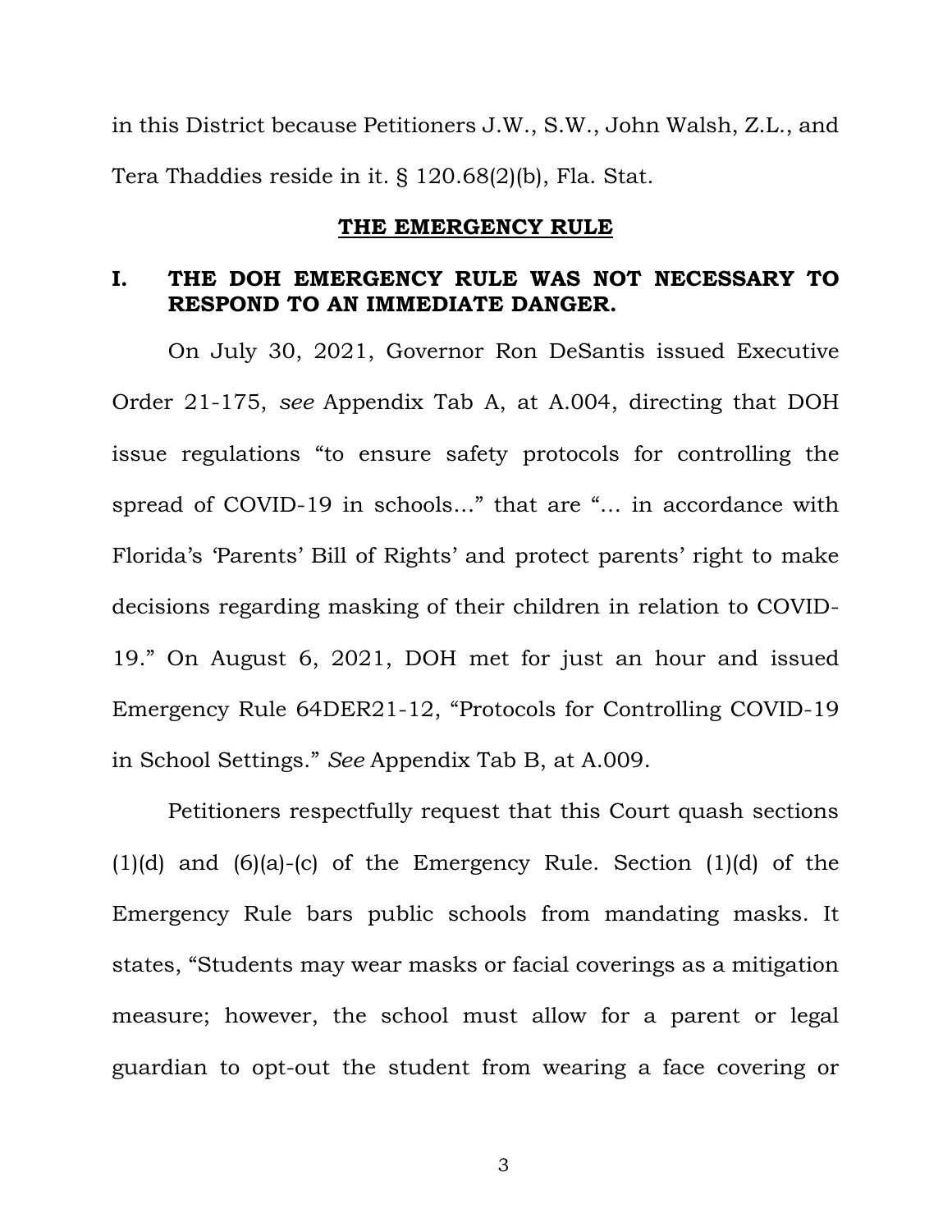in this District because Petitioners J.W., S.W., John Walsh, Z.L., and Tera Thaddies reside in it. § 120.68(2)(b), Fla. Stat.

## THE EMERGENCY RULE

### I. THE DOH EMERGENCY RULE WAS NOT NECESSARY TO RESPOND TO AN IMMEDIATE DANGER.

On July 30, 2021, Governor Ron DeSantis issued Executive Order 21-175, *see* Appendix Tab A, at A.004, directing that DOH issue regulations "to ensure safety protocols for controlling the spread of COVID-19 in schools…" that are "… in accordance with Florida's 'Parents' Bill of Rights' and protect parents' right to make decisions regarding masking of their children in relation to COVID-19." On August 6, 2021, DOH met for just an hour and issued Emergency Rule 64DER21-12, "Protocols for Controlling COVID-19 in School Settings." *See* Appendix Tab B, at A.009.

Petitioners respectfully request that this Court quash sections (1)(d) and (6)(a)-(c) of the Emergency Rule. Section (1)(d) of the Emergency Rule bars public schools from mandating masks. It states, "Students may wear masks or facial coverings as a mitigation measure; however, the school must allow for a parent or legal guardian to opt-out the student from wearing a face covering or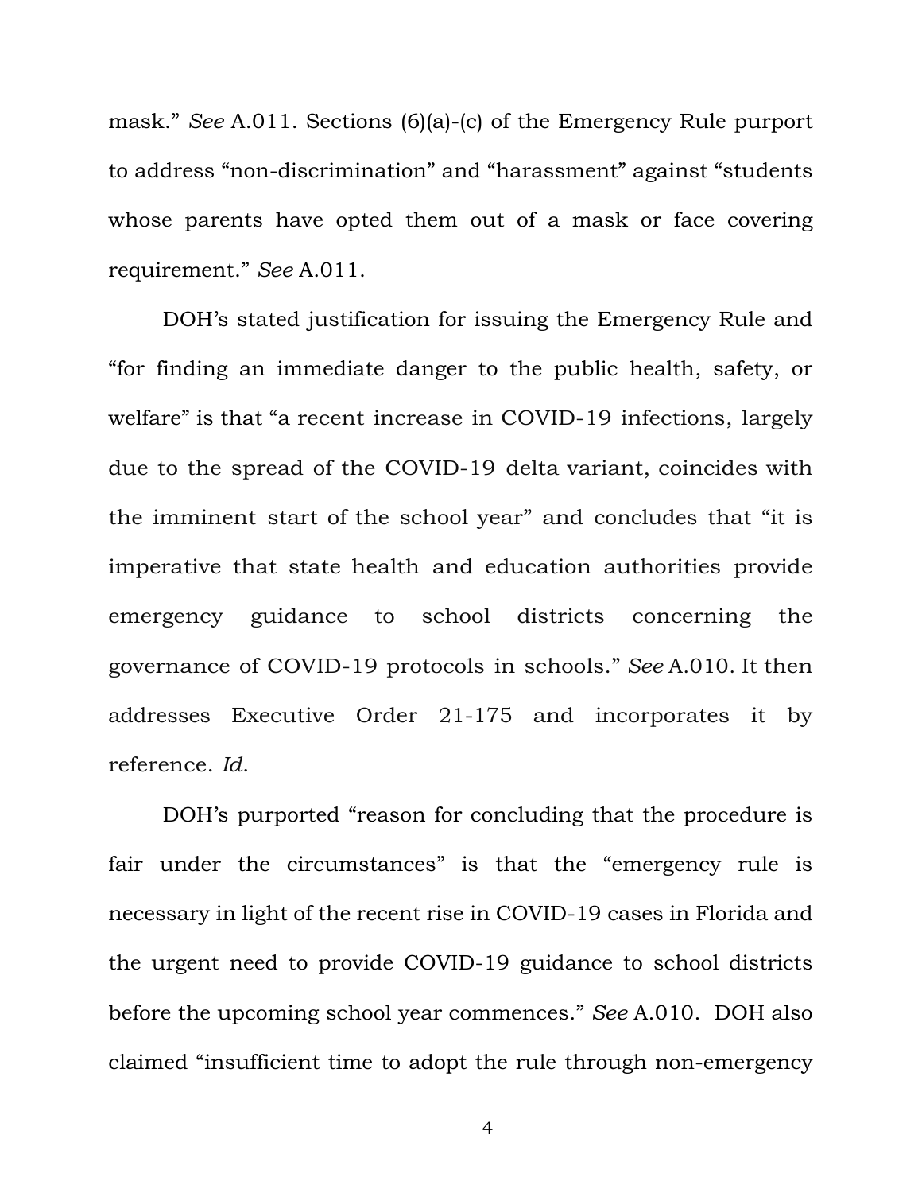mask." *See* A.011. Sections (6)(a)-(c) of the Emergency Rule purport to address "non-discrimination" and "harassment" against "students whose parents have opted them out of a mask or face covering requirement." *See* A.011.

DOH's stated justification for issuing the Emergency Rule and "for finding an immediate danger to the public health, safety, or welfare" is that "a recent increase in COVID-19 infections, largely due to the spread of the COVID-19 delta variant, coincides with the imminent start of the school year" and concludes that "it is imperative that state health and education authorities provide emergency guidance to school districts concerning the governance of COVID-19 protocols in schools." *See* A.010. It then addresses Executive Order 21-175 and incorporates it by reference. *Id.*

DOH's purported "reason for concluding that the procedure is fair under the circumstances" is that the "emergency rule is necessary in light of the recent rise in COVID-19 cases in Florida and the urgent need to provide COVID-19 guidance to school districts before the upcoming school year commences." *See* A.010. DOH also claimed "insufficient time to adopt the rule through non-emergency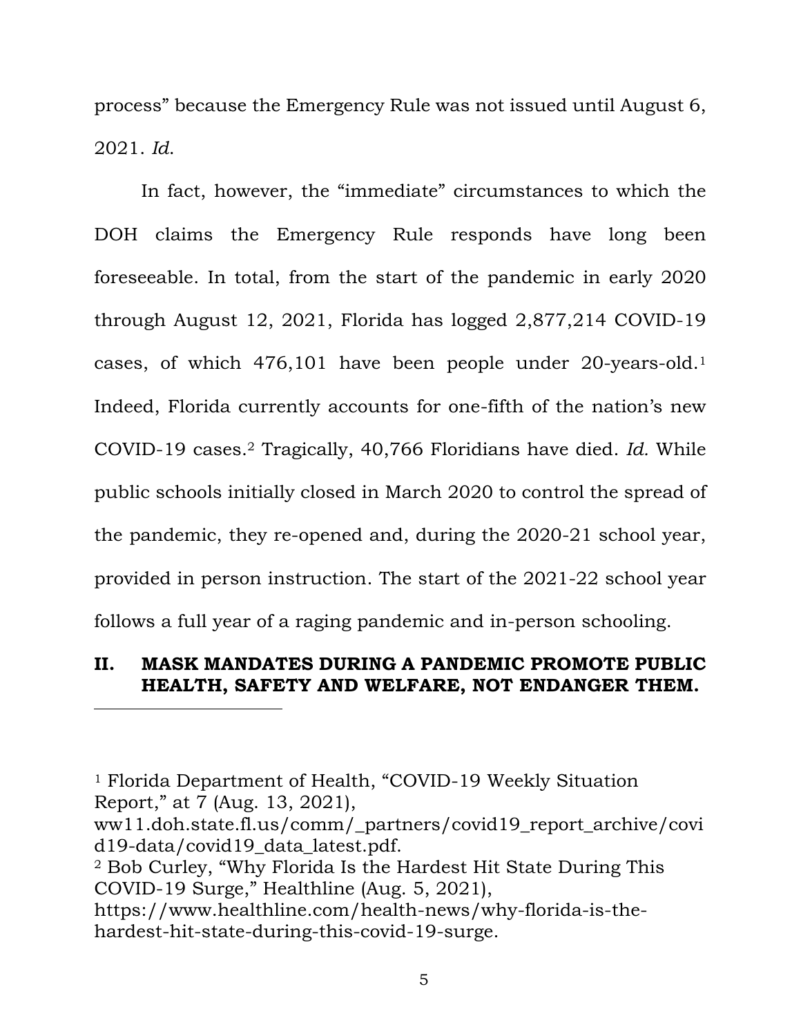process" because the Emergency Rule was not issued until August 6, 2021. *Id.*

In fact, however, the "immediate" circumstances to which the DOH claims the Emergency Rule responds have long been foreseeable. In total, from the start of the pandemic in early 2020 through August 12, 2021, Florida has logged 2,877,214 COVID-19 cases, of which 476,101 have been people under 20-years-old.[1] Indeed, Florida currently accounts for one-fifth of the nation's new COVID-19 cases.[2] Tragically, 40,766 Floridians have died. *Id.* While public schools initially closed in March 2020 to control the spread of the pandemic, they re-opened and, during the 2020-21 school year, provided in person instruction. The start of the 2021-22 school year follows a full year of a raging pandemic and in-person schooling.

## II. MASK MANDATES DURING A PANDEMIC PROMOTE PUBLIC HEALTH, SAFETY AND WELFARE, NOT ENDANGER THEM.

---

[1] Florida Department of Health, "COVID-19 Weekly Situation Report," at 7 (Aug. 13, 2021), ww11.doh.state.fl.us/comm/_partners/covid19_report_archive/covid19-data/covid19_data_latest.pdf.

[2] Bob Curley, "Why Florida Is the Hardest Hit State During This COVID-19 Surge," Healthline (Aug. 5, 2021), https://www.healthline.com/health-news/why-florida-is-the-hardest-hit-state-during-this-covid-19-surge.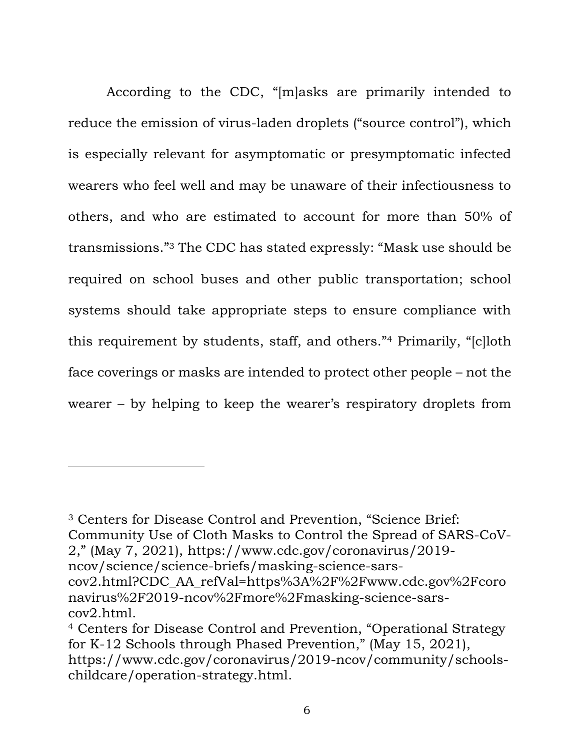According to the CDC, "[m]asks are primarily intended to reduce the emission of virus-laden droplets ("source control"), which is especially relevant for asymptomatic or presymptomatic infected wearers who feel well and may be unaware of their infectiousness to others, and who are estimated to account for more than 50% of transmissions."[3] The CDC has stated expressly: "Mask use should be required on school buses and other public transportation; school systems should take appropriate steps to ensure compliance with this requirement by students, staff, and others."[4] Primarily, "[c]loth face coverings or masks are intended to protect other people – not the wearer – by helping to keep the wearer's respiratory droplets from

---

[3] Centers for Disease Control and Prevention, "Science Brief: Community Use of Cloth Masks to Control the Spread of SARS-CoV-2," (May 7, 2021), https://www.cdc.gov/coronavirus/2019-ncov/science/science-briefs/masking-science-sars-cov2.html?CDC_AA_refVal=https%3A%2F%2Fwww.cdc.gov%2Fcoronavirus%2F2019-ncov%2Fmore%2Fmasking-science-sars-cov2.html.

[4] Centers for Disease Control and Prevention, "Operational Strategy for K-12 Schools through Phased Prevention," (May 15, 2021), https://www.cdc.gov/coronavirus/2019-ncov/community/schools-childcare/operation-strategy.html.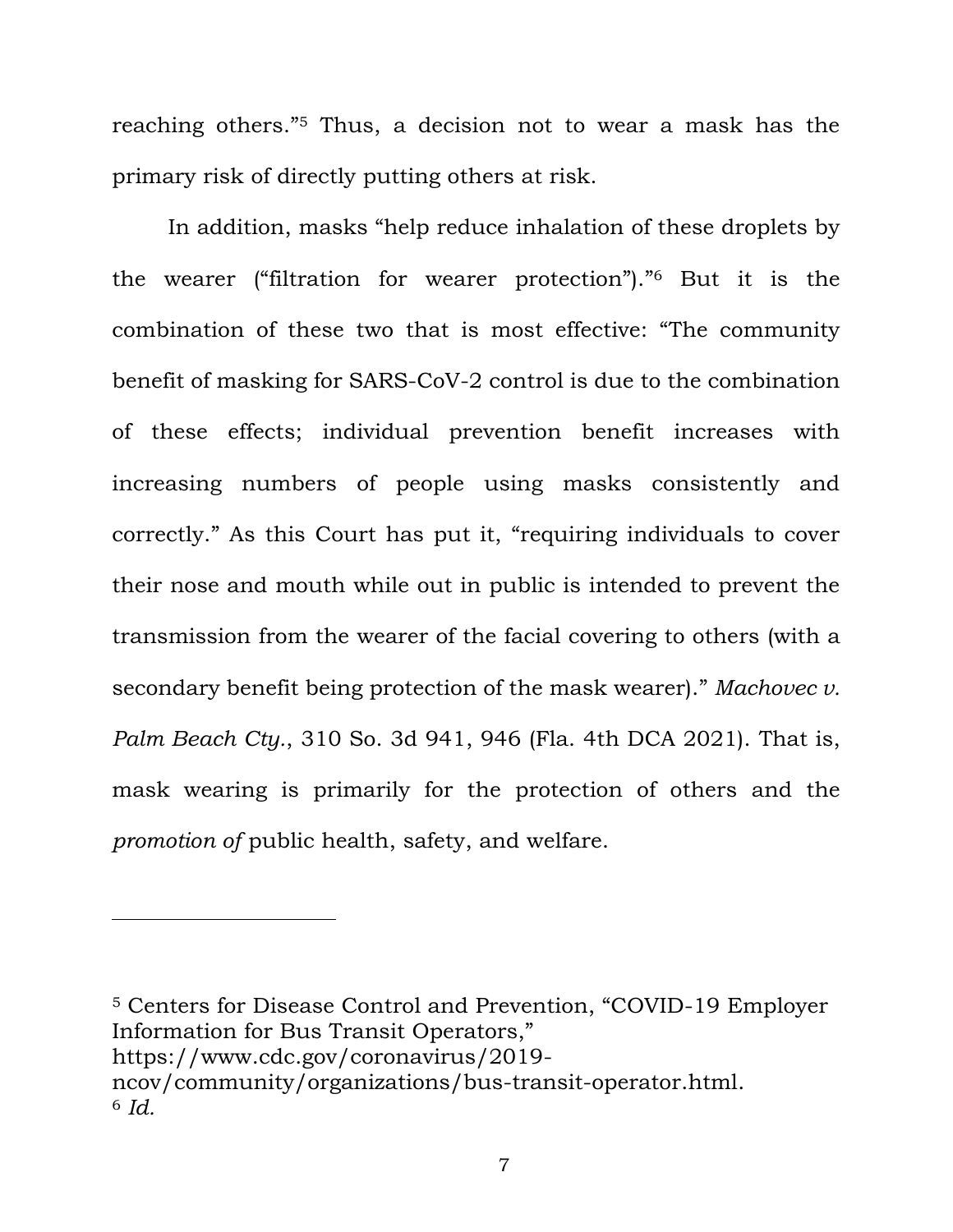reaching others."[5] Thus, a decision not to wear a mask has the primary risk of directly putting others at risk.

In addition, masks "help reduce inhalation of these droplets by the wearer ("filtration for wearer protection")."[6] But it is the combination of these two that is most effective: "The community benefit of masking for SARS-CoV-2 control is due to the combination of these effects; individual prevention benefit increases with increasing numbers of people using masks consistently and correctly." As this Court has put it, "requiring individuals to cover their nose and mouth while out in public is intended to prevent the transmission from the wearer of the facial covering to others (with a secondary benefit being protection of the mask wearer)." *Machovec v. Palm Beach Cty.*, 310 So. 3d 941, 946 (Fla. 4th DCA 2021). That is, mask wearing is primarily for the protection of others and the *promotion of* public health, safety, and welfare.

---

[5] Centers for Disease Control and Prevention, "COVID-19 Employer Information for Bus Transit Operators," https://www.cdc.gov/coronavirus/2019-ncov/community/organizations/bus-transit-operator.html.

[6] *Id.*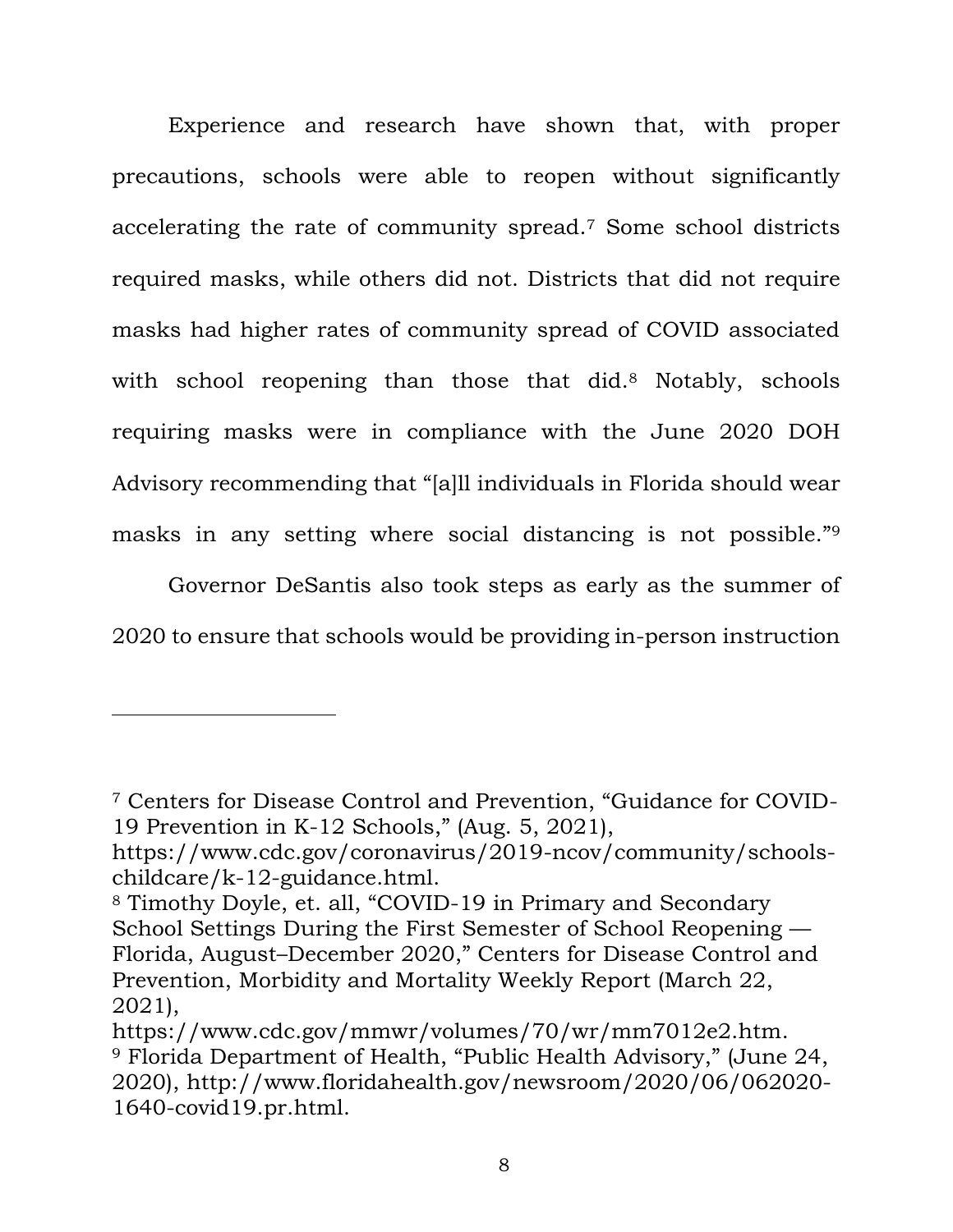Experience and research have shown that, with proper precautions, schools were able to reopen without significantly accelerating the rate of community spread.[7] Some school districts required masks, while others did not. Districts that did not require masks had higher rates of community spread of COVID associated with school reopening than those that did.[8] Notably, schools requiring masks were in compliance with the June 2020 DOH Advisory recommending that "[a]ll individuals in Florida should wear masks in any setting where social distancing is not possible."[9]

Governor DeSantis also took steps as early as the summer of 2020 to ensure that schools would be providing in-person instruction

---

[7] Centers for Disease Control and Prevention, "Guidance for COVID-19 Prevention in K-12 Schools," (Aug. 5, 2021), https://www.cdc.gov/coronavirus/2019-ncov/community/schools-childcare/k-12-guidance.html.

[8] Timothy Doyle, et. all, "COVID-19 in Primary and Secondary School Settings During the First Semester of School Reopening — Florida, August–December 2020," Centers for Disease Control and Prevention, Morbidity and Mortality Weekly Report (March 22, 2021), https://www.cdc.gov/mmwr/volumes/70/wr/mm7012e2.htm.

[9] Florida Department of Health, "Public Health Advisory," (June 24, 2020), http://www.floridahealth.gov/newsroom/2020/06/062020-1640-covid19.pr.html.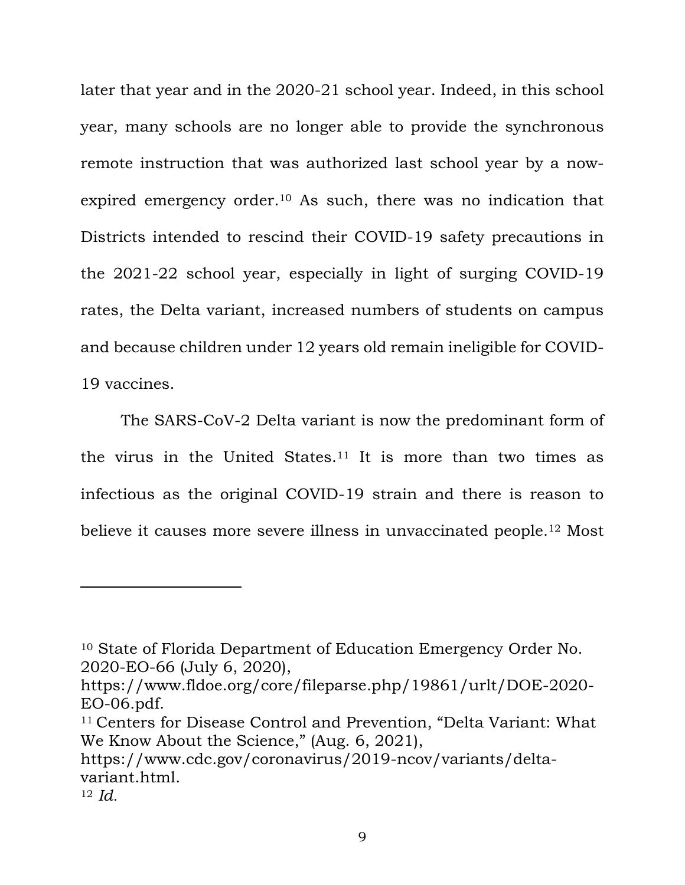later that year and in the 2020-21 school year. Indeed, in this school year, many schools are no longer able to provide the synchronous remote instruction that was authorized last school year by a now-expired emergency order.[10] As such, there was no indication that Districts intended to rescind their COVID-19 safety precautions in the 2021-22 school year, especially in light of surging COVID-19 rates, the Delta variant, increased numbers of students on campus and because children under 12 years old remain ineligible for COVID-19 vaccines.

The SARS-CoV-2 Delta variant is now the predominant form of the virus in the United States.[11] It is more than two times as infectious as the original COVID-19 strain and there is reason to believe it causes more severe illness in unvaccinated people.[12] Most

---

[10] State of Florida Department of Education Emergency Order No. 2020-EO-66 (July 6, 2020), https://www.fldoe.org/core/fileparse.php/19861/urlt/DOE-2020-EO-06.pdf.

[11] Centers for Disease Control and Prevention, "Delta Variant: What We Know About the Science," (Aug. 6, 2021), https://www.cdc.gov/coronavirus/2019-ncov/variants/delta-variant.html.

[12] *Id.*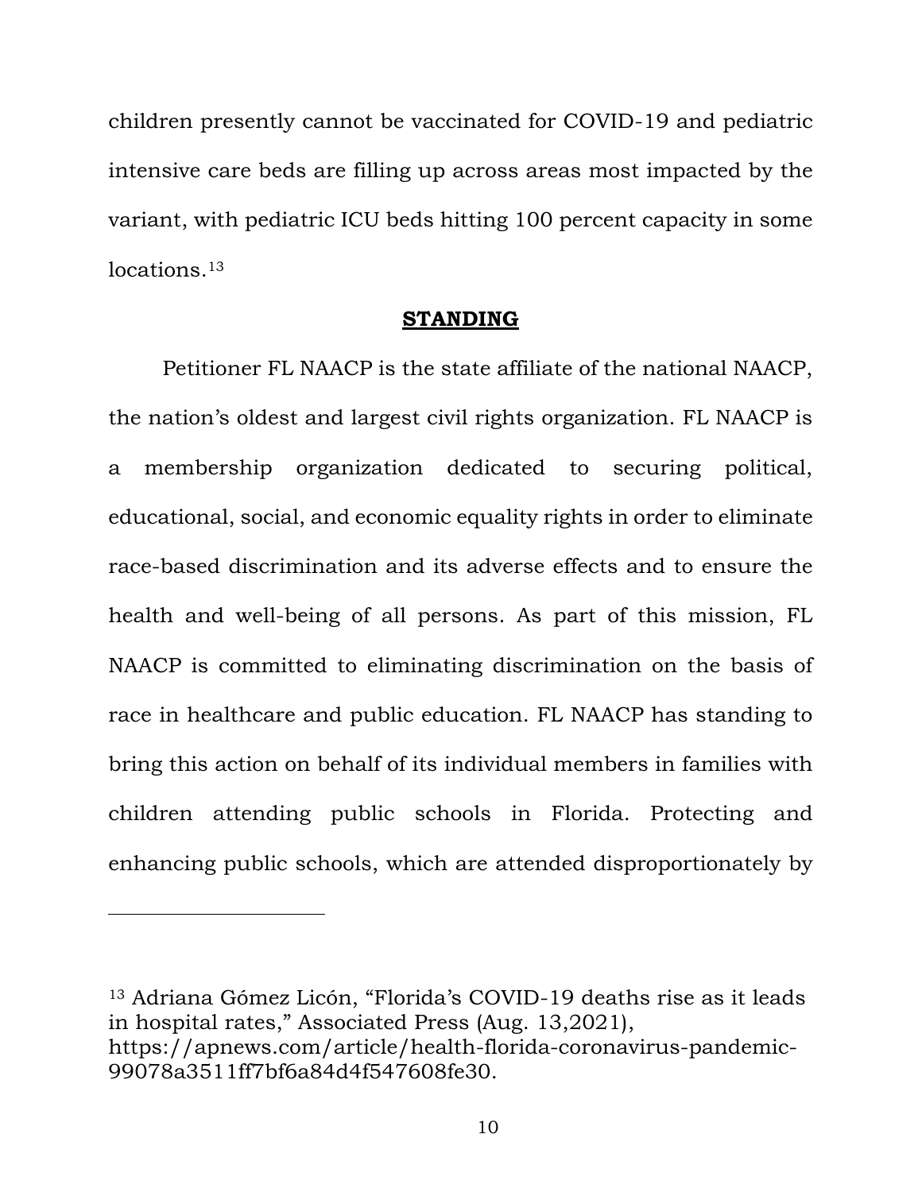children presently cannot be vaccinated for COVID-19 and pediatric intensive care beds are filling up across areas most impacted by the variant, with pediatric ICU beds hitting 100 percent capacity in some locations.[13]

## STANDING

Petitioner FL NAACP is the state affiliate of the national NAACP, the nation's oldest and largest civil rights organization. FL NAACP is a membership organization dedicated to securing political, educational, social, and economic equality rights in order to eliminate race-based discrimination and its adverse effects and to ensure the health and well-being of all persons. As part of this mission, FL NAACP is committed to eliminating discrimination on the basis of race in healthcare and public education. FL NAACP has standing to bring this action on behalf of its individual members in families with children attending public schools in Florida. Protecting and enhancing public schools, which are attended disproportionately by

---

[13] Adriana Gómez Licón, "Florida's COVID-19 deaths rise as it leads in hospital rates," Associated Press (Aug. 13,2021), https://apnews.com/article/health-florida-coronavirus-pandemic-99078a3511ff7bf6a84d4f547608fe30.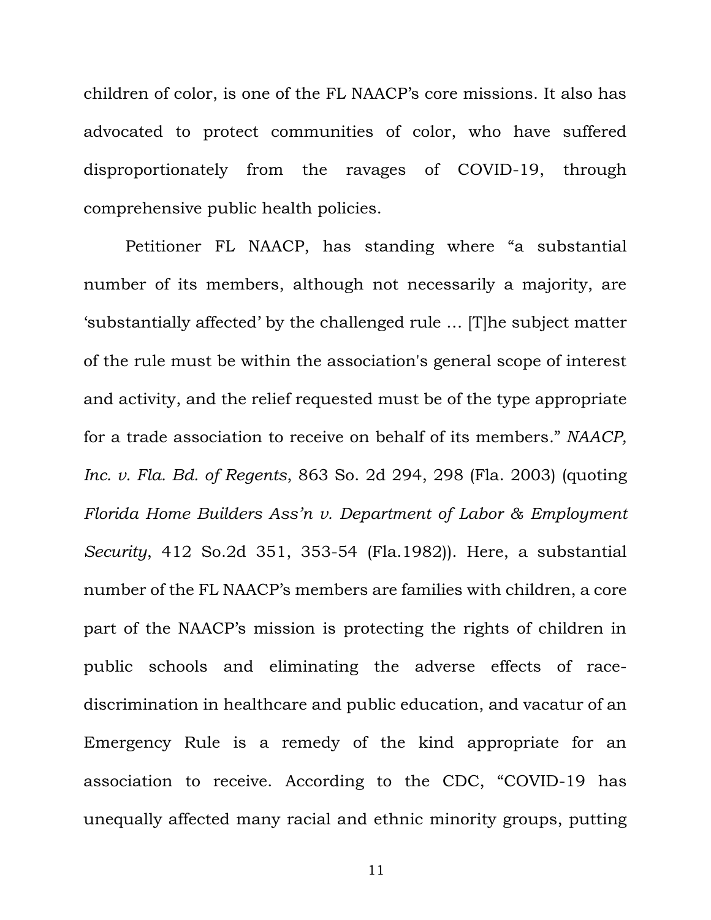children of color, is one of the FL NAACP's core missions. It also has advocated to protect communities of color, who have suffered disproportionately from the ravages of COVID-19, through comprehensive public health policies.

Petitioner FL NAACP, has standing where "a substantial number of its members, although not necessarily a majority, are 'substantially affected' by the challenged rule … [T]he subject matter of the rule must be within the association's general scope of interest and activity, and the relief requested must be of the type appropriate for a trade association to receive on behalf of its members." *NAACP, Inc. v. Fla. Bd. of Regents*, 863 So. 2d 294, 298 (Fla. 2003) (quoting *Florida Home Builders Ass'n v. Department of Labor & Employment Security*, 412 So.2d 351, 353-54 (Fla.1982)). Here, a substantial number of the FL NAACP's members are families with children, a core part of the NAACP's mission is protecting the rights of children in public schools and eliminating the adverse effects of race-discrimination in healthcare and public education, and vacatur of an Emergency Rule is a remedy of the kind appropriate for an association to receive. According to the CDC, "COVID-19 has unequally affected many racial and ethnic minority groups, putting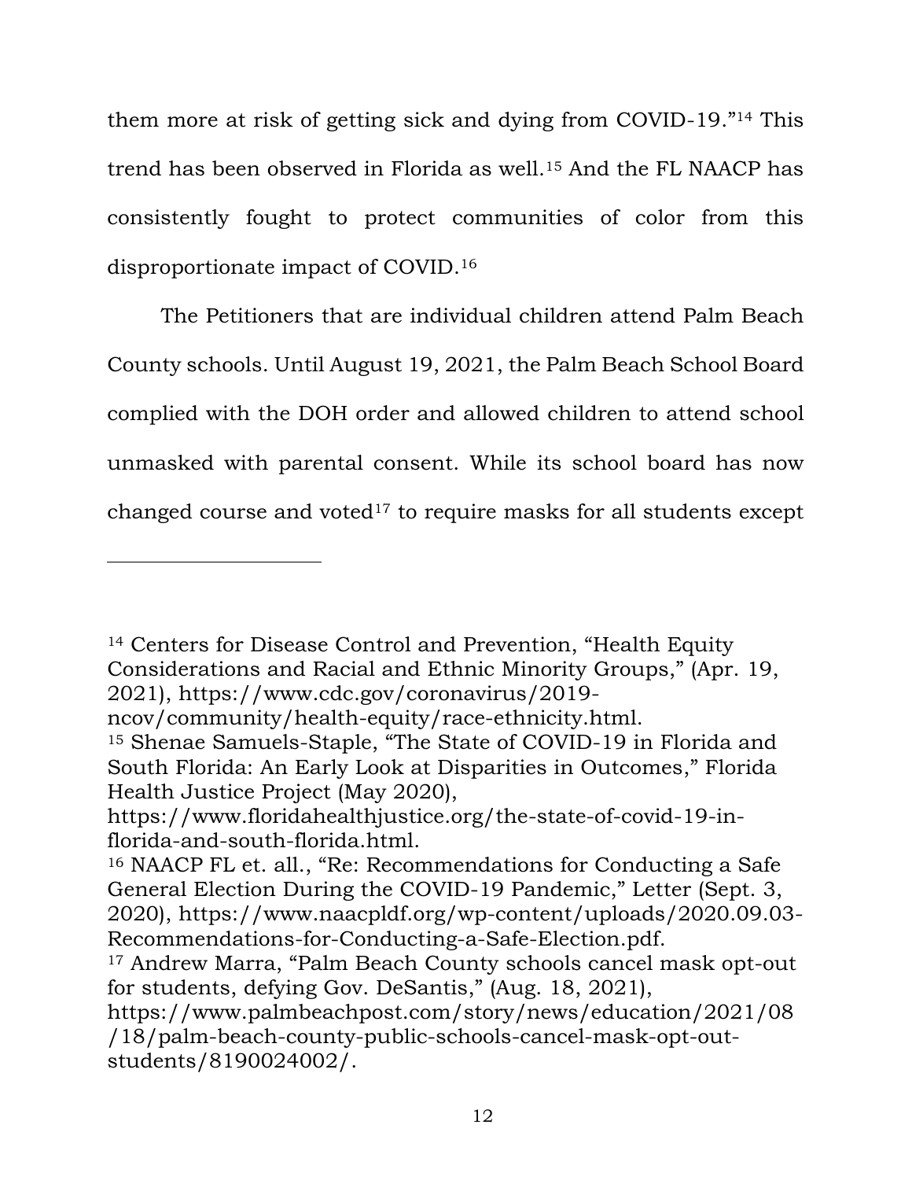them more at risk of getting sick and dying from COVID-19."[14] This trend has been observed in Florida as well.[15] And the FL NAACP has consistently fought to protect communities of color from this disproportionate impact of COVID.[16]

The Petitioners that are individual children attend Palm Beach County schools. Until August 19, 2021, the Palm Beach School Board complied with the DOH order and allowed children to attend school unmasked with parental consent. While its school board has now changed course and voted[17] to require masks for all students except

---

[14] Centers for Disease Control and Prevention, "Health Equity Considerations and Racial and Ethnic Minority Groups," (Apr. 19, 2021), https://www.cdc.gov/coronavirus/2019-ncov/community/health-equity/race-ethnicity.html.

[15] Shenae Samuels-Staple, "The State of COVID-19 in Florida and South Florida: An Early Look at Disparities in Outcomes," Florida Health Justice Project (May 2020), https://www.floridahealthjustice.org/the-state-of-covid-19-in-florida-and-south-florida.html.

[16] NAACP FL et. all., "Re: Recommendations for Conducting a Safe General Election During the COVID-19 Pandemic," Letter (Sept. 3, 2020), https://www.naacpldf.org/wp-content/uploads/2020.09.03-Recommendations-for-Conducting-a-Safe-Election.pdf.

[17] Andrew Marra, "Palm Beach County schools cancel mask opt-out for students, defying Gov. DeSantis," (Aug. 18, 2021), https://www.palmbeachpost.com/story/news/education/2021/08/18/palm-beach-county-public-schools-cancel-mask-opt-out-students/8190024002/.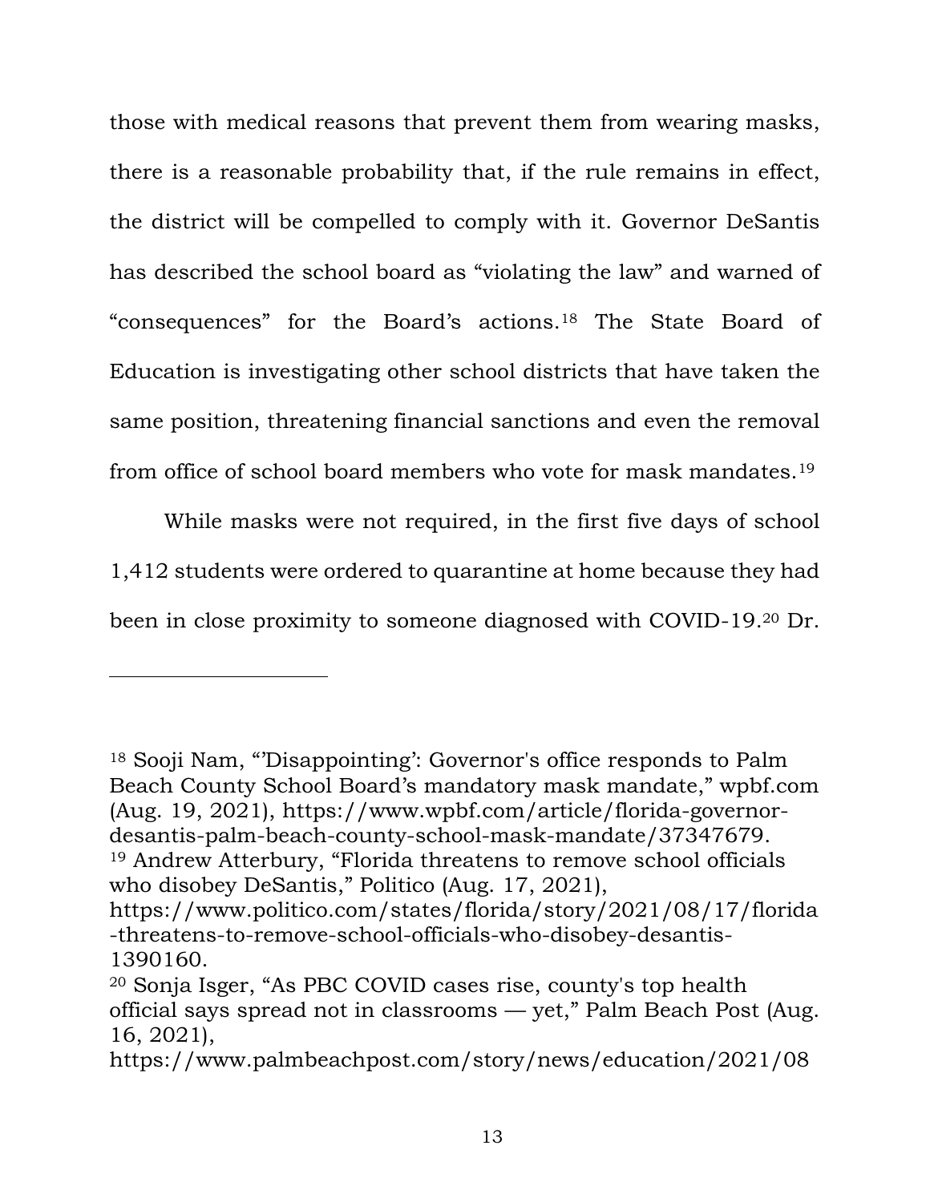those with medical reasons that prevent them from wearing masks, there is a reasonable probability that, if the rule remains in effect, the district will be compelled to comply with it. Governor DeSantis has described the school board as "violating the law" and warned of "consequences" for the Board's actions.[18] The State Board of Education is investigating other school districts that have taken the same position, threatening financial sanctions and even the removal from office of school board members who vote for mask mandates.[19]

While masks were not required, in the first five days of school 1,412 students were ordered to quarantine at home because they had been in close proximity to someone diagnosed with COVID-19.[20] Dr.

---

[18] Sooji Nam, "'Disappointing': Governor's office responds to Palm Beach County School Board's mandatory mask mandate," wpbf.com (Aug. 19, 2021), https://www.wpbf.com/article/florida-governor-desantis-palm-beach-county-school-mask-mandate/37347679.

[19] Andrew Atterbury, "Florida threatens to remove school officials who disobey DeSantis," Politico (Aug. 17, 2021), https://www.politico.com/states/florida/story/2021/08/17/florida-threatens-to-remove-school-officials-who-disobey-desantis-1390160.

[20] Sonja Isger, "As PBC COVID cases rise, county's top health official says spread not in classrooms — yet," Palm Beach Post (Aug. 16, 2021), https://www.palmbeachpost.com/story/news/education/2021/08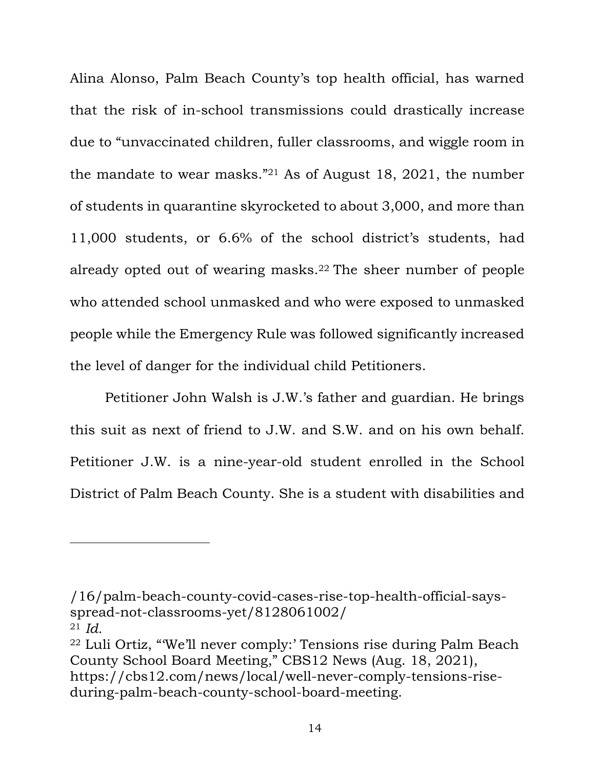Alina Alonso, Palm Beach County's top health official, has warned that the risk of in-school transmissions could drastically increase due to "unvaccinated children, fuller classrooms, and wiggle room in the mandate to wear masks."[21] As of August 18, 2021, the number of students in quarantine skyrocketed to about 3,000, and more than 11,000 students, or 6.6% of the school district's students, had already opted out of wearing masks.[22] The sheer number of people who attended school unmasked and who were exposed to unmasked people while the Emergency Rule was followed significantly increased the level of danger for the individual child Petitioners.

Petitioner John Walsh is J.W.'s father and guardian. He brings this suit as next of friend to J.W. and S.W. and on his own behalf. Petitioner J.W. is a nine-year-old student enrolled in the School District of Palm Beach County. She is a student with disabilities and

---

/16/palm-beach-county-covid-cases-rise-top-health-official-says-spread-not-classrooms-yet/8128061002/

[21] *Id.*

[22] Luli Ortiz, "'We'll never comply:' Tensions rise during Palm Beach County School Board Meeting," CBS12 News (Aug. 18, 2021), https://cbs12.com/news/local/well-never-comply-tensions-rise-during-palm-beach-county-school-board-meeting.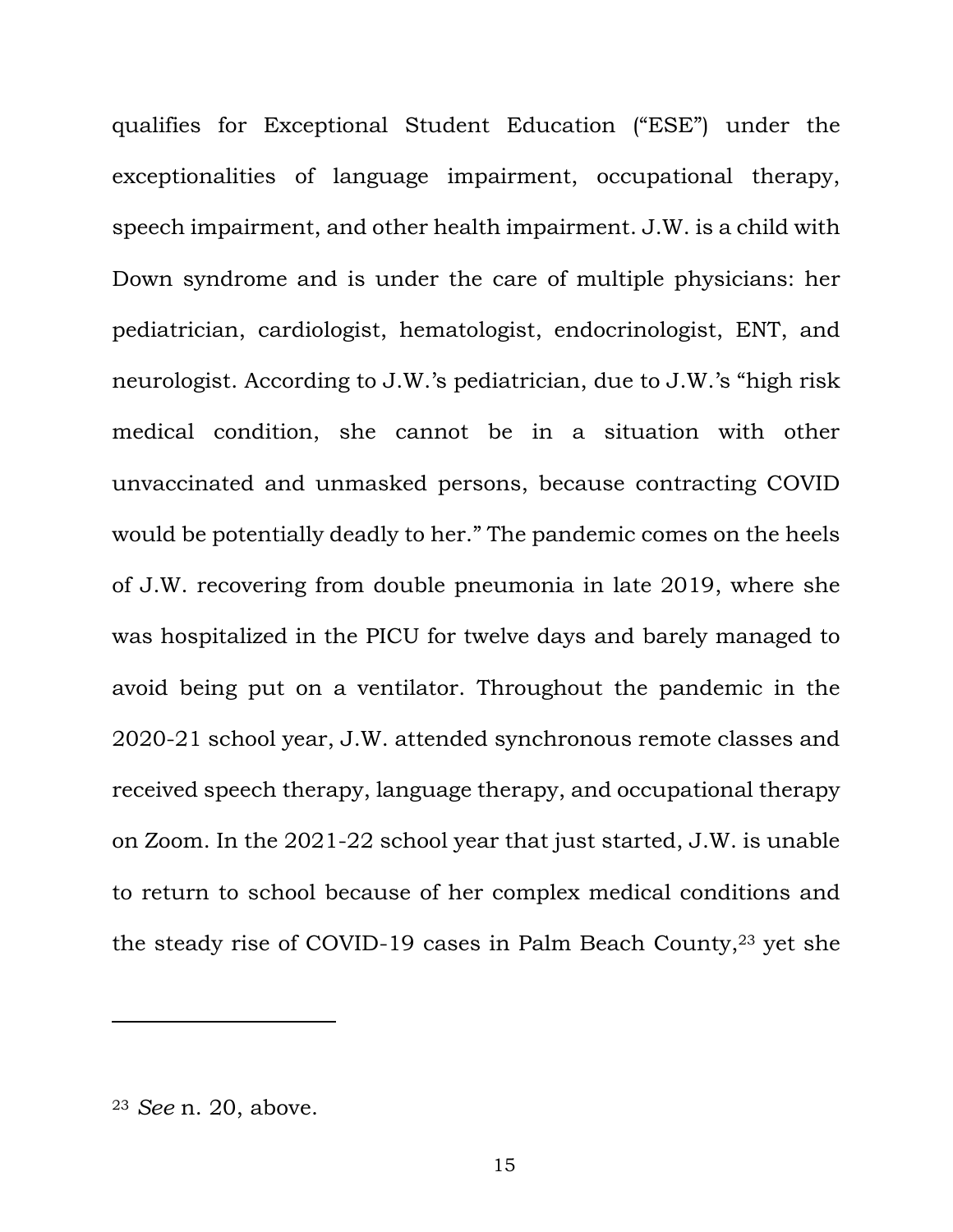qualifies for Exceptional Student Education ("ESE") under the exceptionalities of language impairment, occupational therapy, speech impairment, and other health impairment. J.W. is a child with Down syndrome and is under the care of multiple physicians: her pediatrician, cardiologist, hematologist, endocrinologist, ENT, and neurologist. According to J.W.'s pediatrician, due to J.W.'s "high risk medical condition, she cannot be in a situation with other unvaccinated and unmasked persons, because contracting COVID would be potentially deadly to her." The pandemic comes on the heels of J.W. recovering from double pneumonia in late 2019, where she was hospitalized in the PICU for twelve days and barely managed to avoid being put on a ventilator. Throughout the pandemic in the 2020-21 school year, J.W. attended synchronous remote classes and received speech therapy, language therapy, and occupational therapy on Zoom. In the 2021-22 school year that just started, J.W. is unable to return to school because of her complex medical conditions and the steady rise of COVID-19 cases in Palm Beach County,[23] yet she

---

[23] *See* n. 20, above.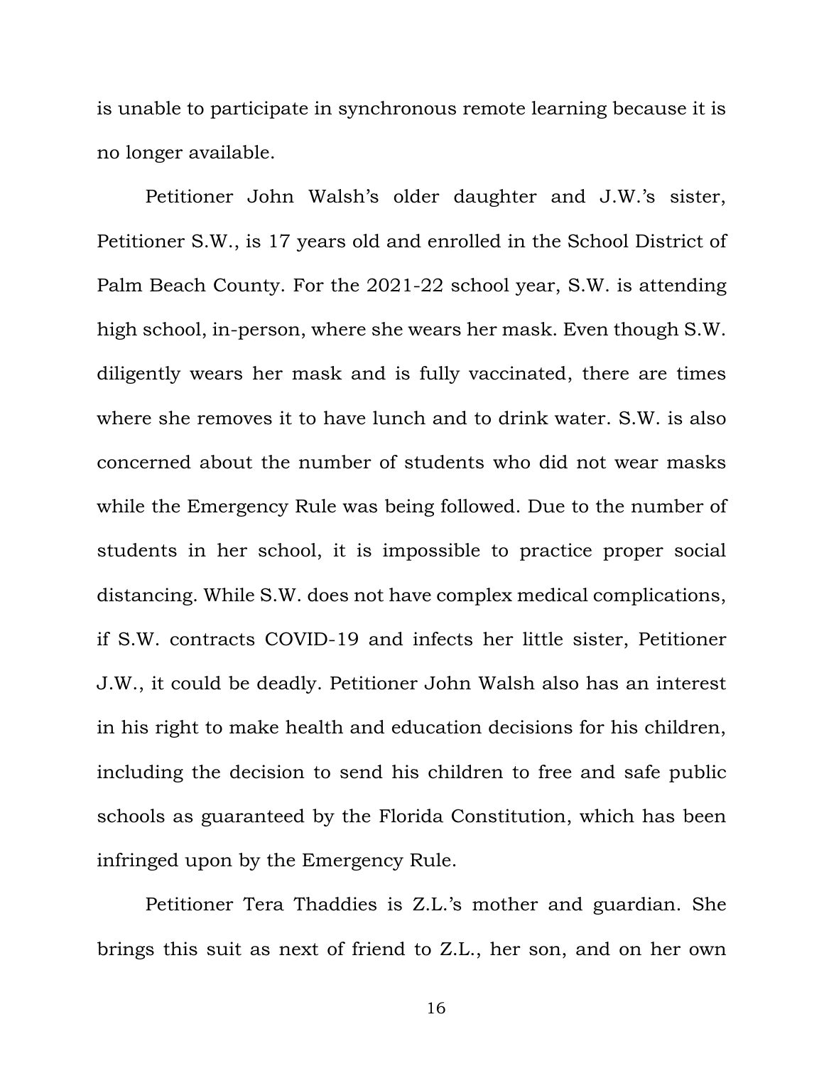is unable to participate in synchronous remote learning because it is no longer available.

Petitioner John Walsh's older daughter and J.W.'s sister, Petitioner S.W., is 17 years old and enrolled in the School District of Palm Beach County. For the 2021-22 school year, S.W. is attending high school, in-person, where she wears her mask. Even though S.W. diligently wears her mask and is fully vaccinated, there are times where she removes it to have lunch and to drink water. S.W. is also concerned about the number of students who did not wear masks while the Emergency Rule was being followed. Due to the number of students in her school, it is impossible to practice proper social distancing. While S.W. does not have complex medical complications, if S.W. contracts COVID-19 and infects her little sister, Petitioner J.W., it could be deadly. Petitioner John Walsh also has an interest in his right to make health and education decisions for his children, including the decision to send his children to free and safe public schools as guaranteed by the Florida Constitution, which has been infringed upon by the Emergency Rule.

Petitioner Tera Thaddies is Z.L.'s mother and guardian. She brings this suit as next of friend to Z.L., her son, and on her own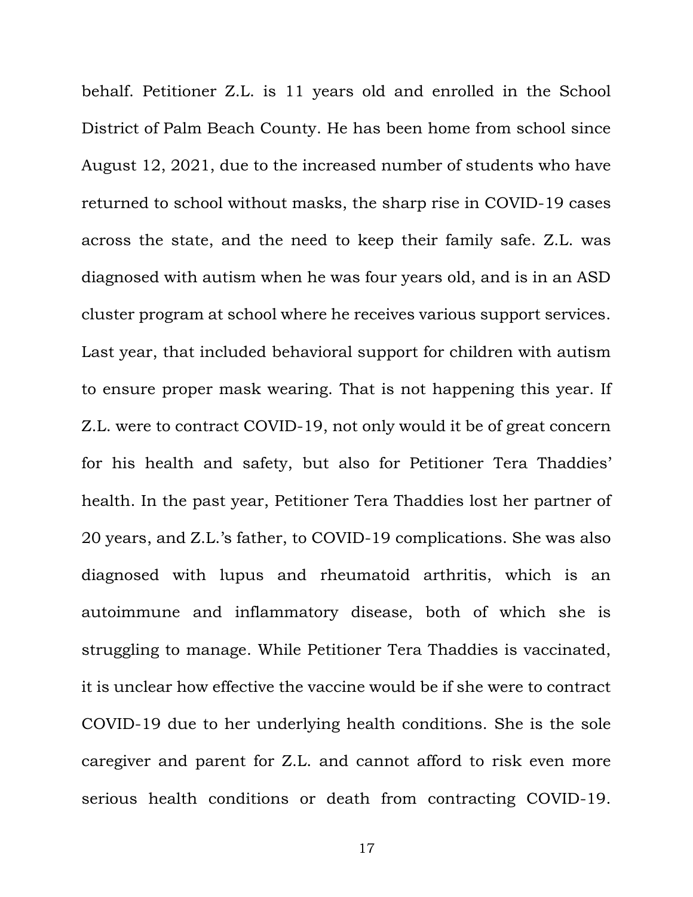behalf. Petitioner Z.L. is 11 years old and enrolled in the School District of Palm Beach County. He has been home from school since August 12, 2021, due to the increased number of students who have returned to school without masks, the sharp rise in COVID-19 cases across the state, and the need to keep their family safe. Z.L. was diagnosed with autism when he was four years old, and is in an ASD cluster program at school where he receives various support services. Last year, that included behavioral support for children with autism to ensure proper mask wearing. That is not happening this year. If Z.L. were to contract COVID-19, not only would it be of great concern for his health and safety, but also for Petitioner Tera Thaddies' health. In the past year, Petitioner Tera Thaddies lost her partner of 20 years, and Z.L.'s father, to COVID-19 complications. She was also diagnosed with lupus and rheumatoid arthritis, which is an autoimmune and inflammatory disease, both of which she is struggling to manage. While Petitioner Tera Thaddies is vaccinated, it is unclear how effective the vaccine would be if she were to contract COVID-19 due to her underlying health conditions. She is the sole caregiver and parent for Z.L. and cannot afford to risk even more serious health conditions or death from contracting COVID-19.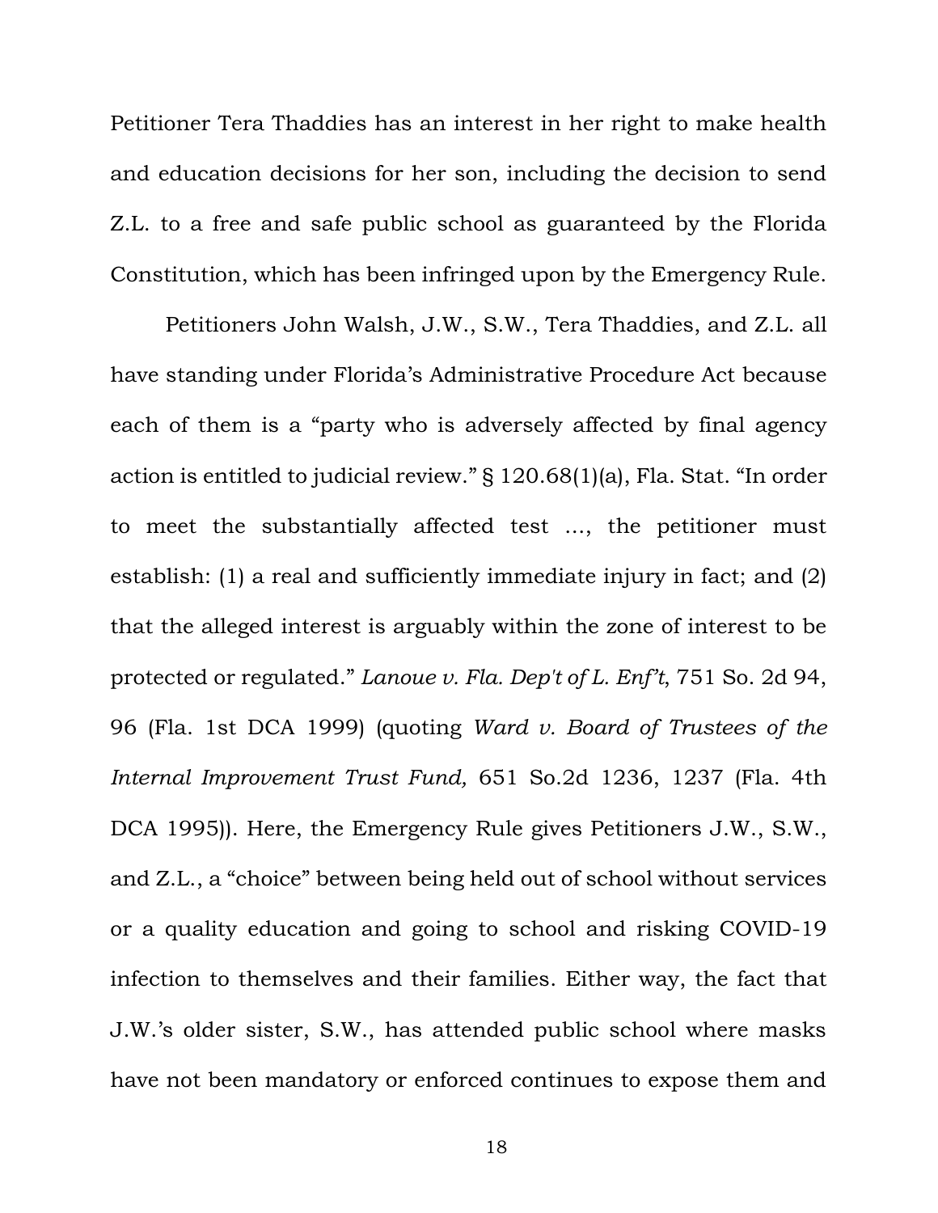Petitioner Tera Thaddies has an interest in her right to make health and education decisions for her son, including the decision to send Z.L. to a free and safe public school as guaranteed by the Florida Constitution, which has been infringed upon by the Emergency Rule.

Petitioners John Walsh, J.W., S.W., Tera Thaddies, and Z.L. all have standing under Florida's Administrative Procedure Act because each of them is a "party who is adversely affected by final agency action is entitled to judicial review." § 120.68(1)(a), Fla. Stat. "In order to meet the substantially affected test …, the petitioner must establish: (1) a real and sufficiently immediate injury in fact; and (2) that the alleged interest is arguably within the zone of interest to be protected or regulated." *Lanoue v. Fla. Dep't of L. Enf't*, 751 So. 2d 94, 96 (Fla. 1st DCA 1999) (quoting *Ward v. Board of Trustees of the Internal Improvement Trust Fund,* 651 So.2d 1236, 1237 (Fla. 4th DCA 1995)). Here, the Emergency Rule gives Petitioners J.W., S.W., and Z.L., a "choice" between being held out of school without services or a quality education and going to school and risking COVID-19 infection to themselves and their families. Either way, the fact that J.W.'s older sister, S.W., has attended public school where masks have not been mandatory or enforced continues to expose them and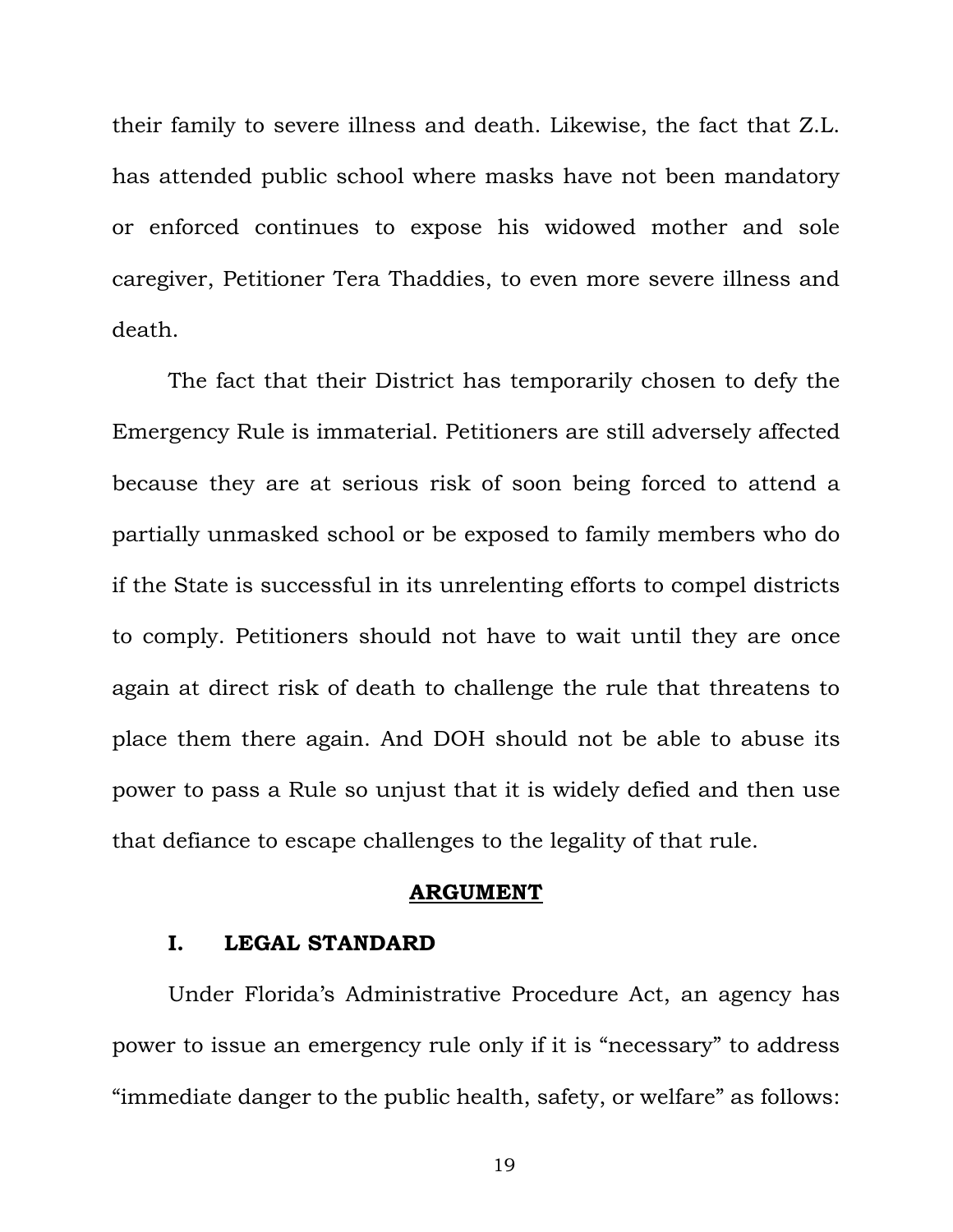their family to severe illness and death. Likewise, the fact that Z.L. has attended public school where masks have not been mandatory or enforced continues to expose his widowed mother and sole caregiver, Petitioner Tera Thaddies, to even more severe illness and death.

The fact that their District has temporarily chosen to defy the Emergency Rule is immaterial. Petitioners are still adversely affected because they are at serious risk of soon being forced to attend a partially unmasked school or be exposed to family members who do if the State is successful in its unrelenting efforts to compel districts to comply. Petitioners should not have to wait until they are once again at direct risk of death to challenge the rule that threatens to place them there again. And DOH should not be able to abuse its power to pass a Rule so unjust that it is widely defied and then use that defiance to escape challenges to the legality of that rule.

## ARGUMENT

### I. LEGAL STANDARD

Under Florida's Administrative Procedure Act, an agency has power to issue an emergency rule only if it is "necessary" to address "immediate danger to the public health, safety, or welfare" as follows: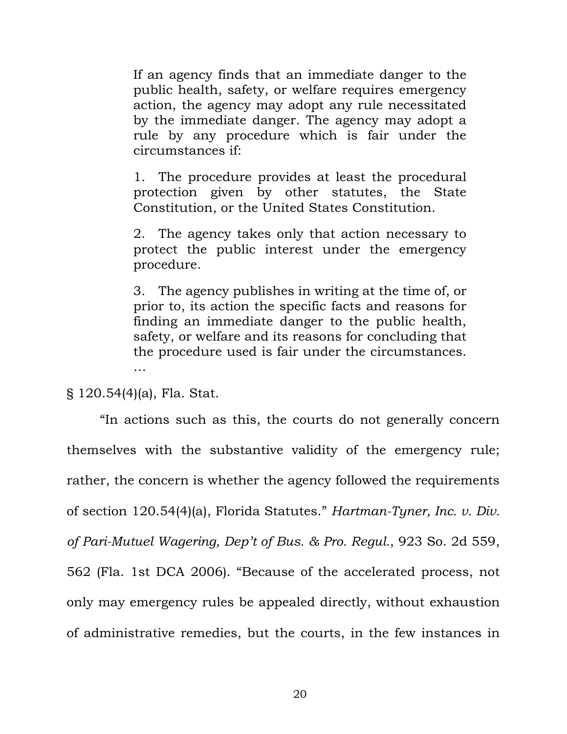> If an agency finds that an immediate danger to the public health, safety, or welfare requires emergency action, the agency may adopt any rule necessitated by the immediate danger. The agency may adopt a rule by any procedure which is fair under the circumstances if:
>
> 1. The procedure provides at least the procedural protection given by other statutes, the State Constitution, or the United States Constitution.
>
> 2. The agency takes only that action necessary to protect the public interest under the emergency procedure.
>
> 3. The agency publishes in writing at the time of, or prior to, its action the specific facts and reasons for finding an immediate danger to the public health, safety, or welfare and its reasons for concluding that the procedure used is fair under the circumstances.
>
> …

§ 120.54(4)(a), Fla. Stat.

"In actions such as this, the courts do not generally concern themselves with the substantive validity of the emergency rule; rather, the concern is whether the agency followed the requirements of section 120.54(4)(a), Florida Statutes." *Hartman-Tyner, Inc. v. Div. of Pari-Mutuel Wagering, Dep't of Bus. & Pro. Regul.*, 923 So. 2d 559, 562 (Fla. 1st DCA 2006). "Because of the accelerated process, not only may emergency rules be appealed directly, without exhaustion of administrative remedies, but the courts, in the few instances in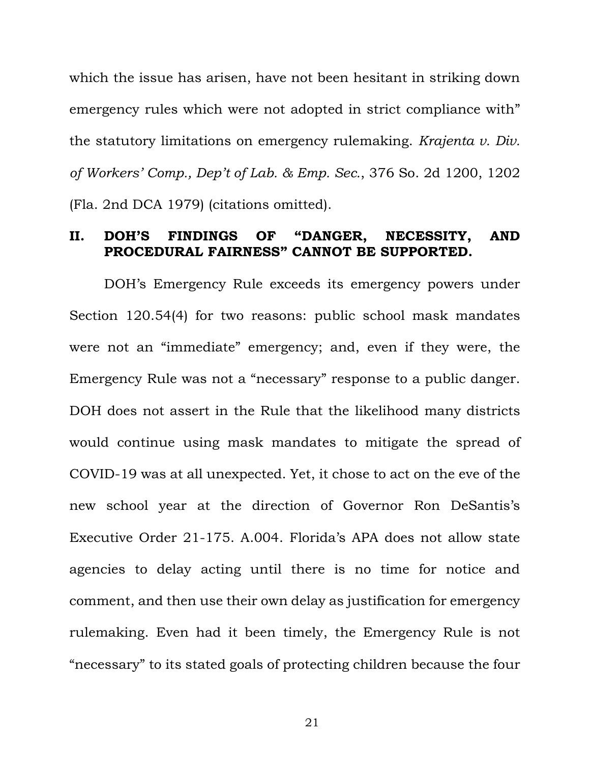which the issue has arisen, have not been hesitant in striking down emergency rules which were not adopted in strict compliance with" the statutory limitations on emergency rulemaking. *Krajenta v. Div. of Workers' Comp., Dep't of Lab. & Emp. Sec.*, 376 So. 2d 1200, 1202 (Fla. 2nd DCA 1979) (citations omitted).

## II. DOH'S FINDINGS OF "DANGER, NECESSITY, AND PROCEDURAL FAIRNESS" CANNOT BE SUPPORTED.

DOH's Emergency Rule exceeds its emergency powers under Section 120.54(4) for two reasons: public school mask mandates were not an "immediate" emergency; and, even if they were, the Emergency Rule was not a "necessary" response to a public danger. DOH does not assert in the Rule that the likelihood many districts would continue using mask mandates to mitigate the spread of COVID-19 was at all unexpected. Yet, it chose to act on the eve of the new school year at the direction of Governor Ron DeSantis's Executive Order 21-175. A.004. Florida's APA does not allow state agencies to delay acting until there is no time for notice and comment, and then use their own delay as justification for emergency rulemaking. Even had it been timely, the Emergency Rule is not "necessary" to its stated goals of protecting children because the four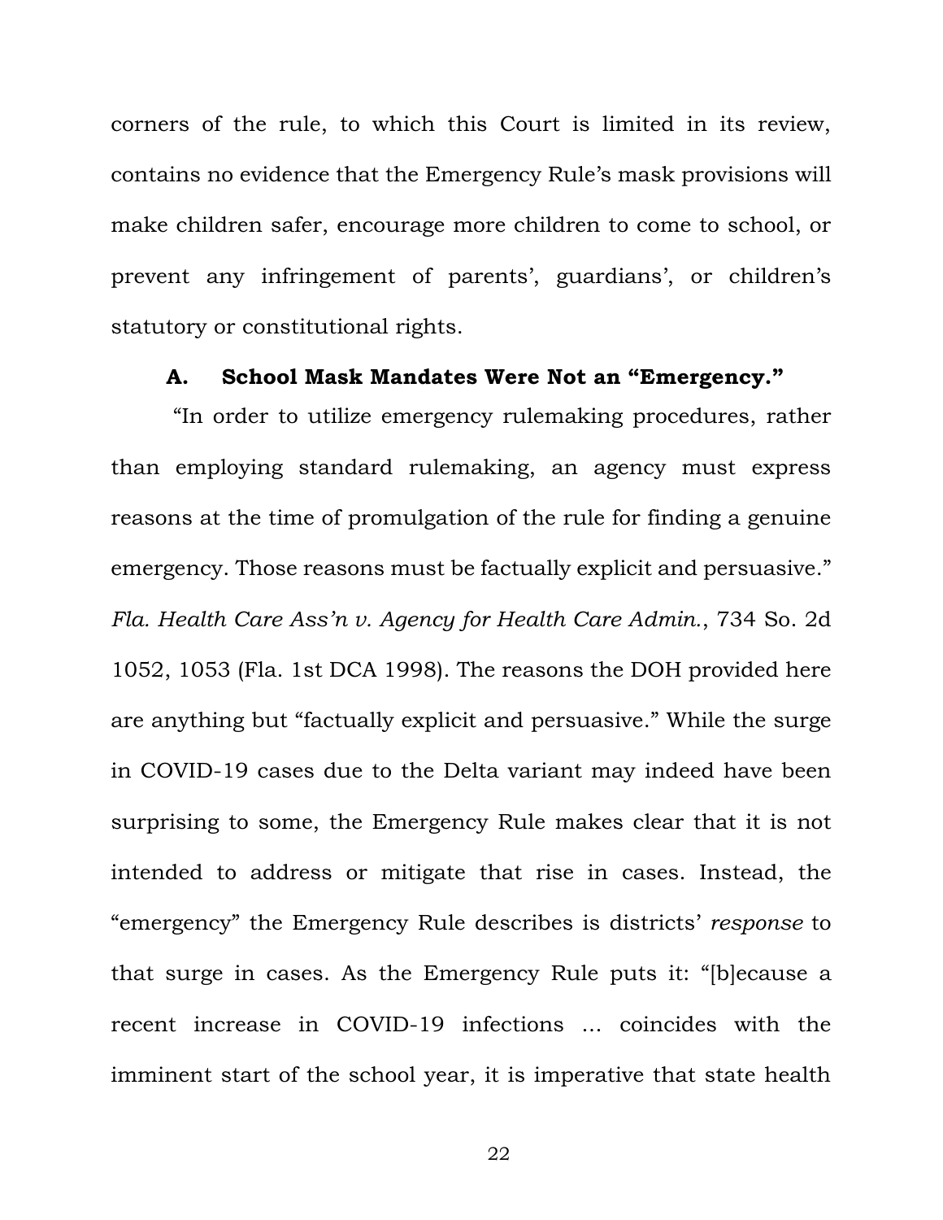corners of the rule, to which this Court is limited in its review, contains no evidence that the Emergency Rule's mask provisions will make children safer, encourage more children to come to school, or prevent any infringement of parents', guardians', or children's statutory or constitutional rights.

### A. School Mask Mandates Were Not an "Emergency."

"In order to utilize emergency rulemaking procedures, rather than employing standard rulemaking, an agency must express reasons at the time of promulgation of the rule for finding a genuine emergency. Those reasons must be factually explicit and persuasive." *Fla. Health Care Ass'n v. Agency for Health Care Admin.*, 734 So. 2d 1052, 1053 (Fla. 1st DCA 1998). The reasons the DOH provided here are anything but "factually explicit and persuasive." While the surge in COVID-19 cases due to the Delta variant may indeed have been surprising to some, the Emergency Rule makes clear that it is not intended to address or mitigate that rise in cases. Instead, the "emergency" the Emergency Rule describes is districts' *response* to that surge in cases. As the Emergency Rule puts it: "[b]ecause a recent increase in COVID-19 infections ... coincides with the imminent start of the school year, it is imperative that state health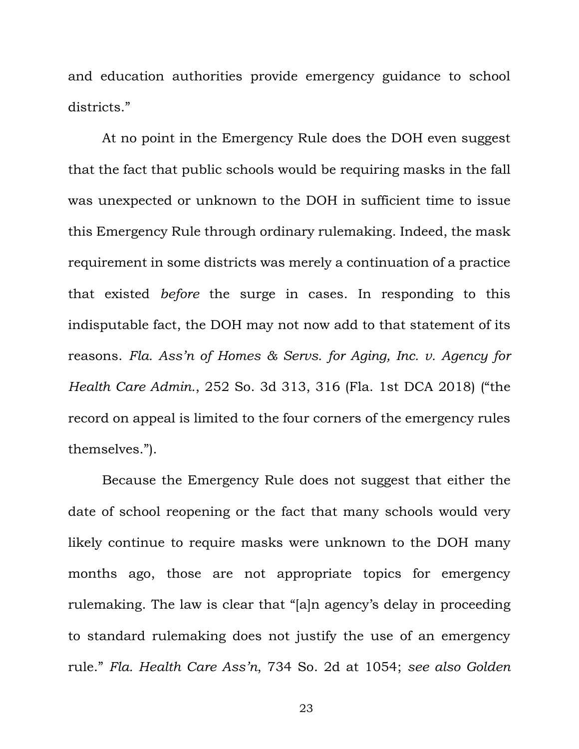and education authorities provide emergency guidance to school districts."

At no point in the Emergency Rule does the DOH even suggest that the fact that public schools would be requiring masks in the fall was unexpected or unknown to the DOH in sufficient time to issue this Emergency Rule through ordinary rulemaking. Indeed, the mask requirement in some districts was merely a continuation of a practice that existed *before* the surge in cases. In responding to this indisputable fact, the DOH may not now add to that statement of its reasons. *Fla. Ass'n of Homes & Servs. for Aging, Inc. v. Agency for Health Care Admin.*, 252 So. 3d 313, 316 (Fla. 1st DCA 2018) ("the record on appeal is limited to the four corners of the emergency rules themselves.").

Because the Emergency Rule does not suggest that either the date of school reopening or the fact that many schools would very likely continue to require masks were unknown to the DOH many months ago, those are not appropriate topics for emergency rulemaking. The law is clear that "[a]n agency's delay in proceeding to standard rulemaking does not justify the use of an emergency rule." *Fla. Health Care Ass'n*, 734 So. 2d at 1054; *see also Golden*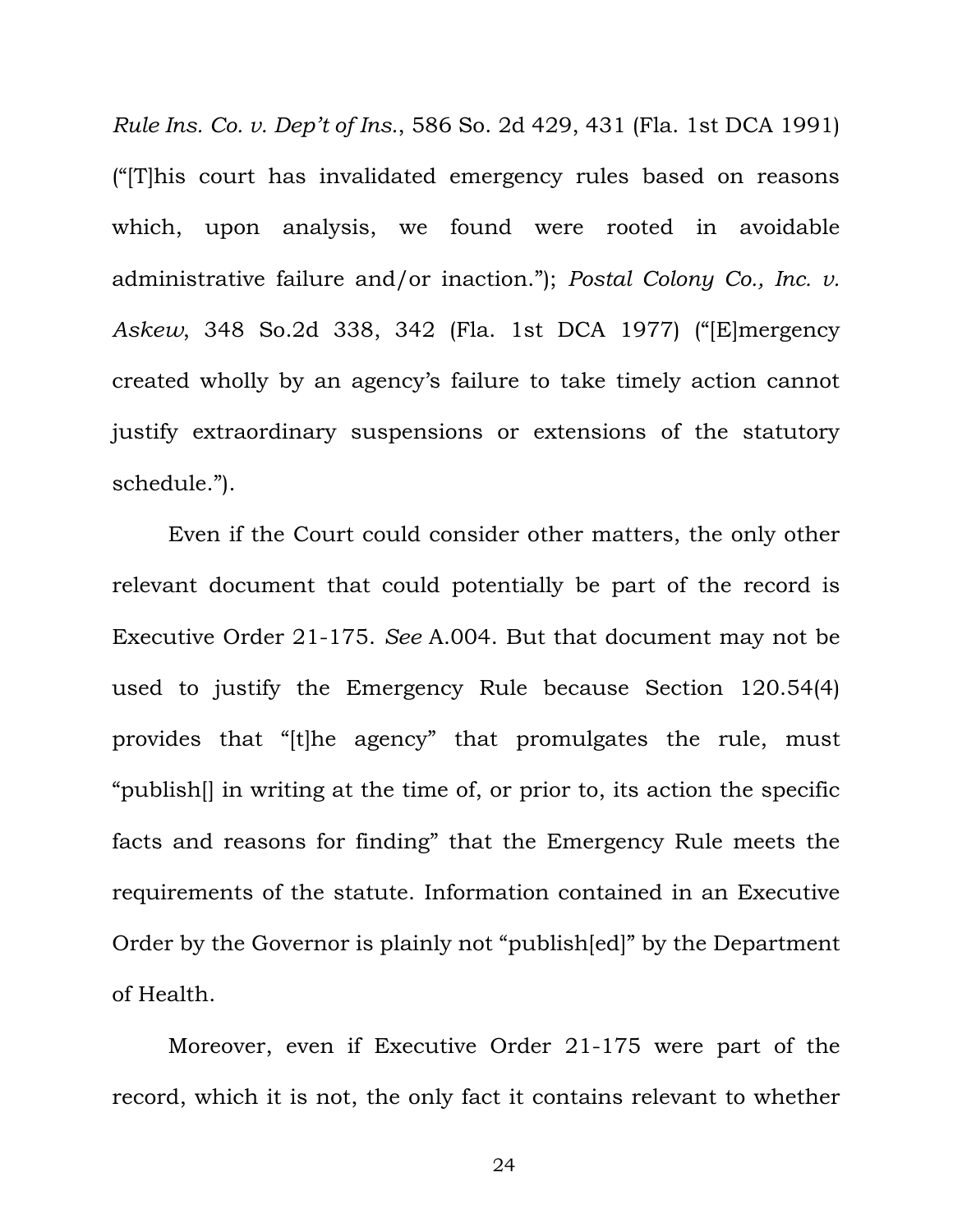*Rule Ins. Co. v. Dep't of Ins.*, 586 So. 2d 429, 431 (Fla. 1st DCA 1991) ("[T]his court has invalidated emergency rules based on reasons which, upon analysis, we found were rooted in avoidable administrative failure and/or inaction."); *Postal Colony Co., Inc. v. Askew*, 348 So.2d 338, 342 (Fla. 1st DCA 1977) ("[E]mergency created wholly by an agency's failure to take timely action cannot justify extraordinary suspensions or extensions of the statutory schedule.").

Even if the Court could consider other matters, the only other relevant document that could potentially be part of the record is Executive Order 21-175. *See* A.004. But that document may not be used to justify the Emergency Rule because Section 120.54(4) provides that "[t]he agency" that promulgates the rule, must "publish[] in writing at the time of, or prior to, its action the specific facts and reasons for finding" that the Emergency Rule meets the requirements of the statute. Information contained in an Executive Order by the Governor is plainly not "publish[ed]" by the Department of Health.

Moreover, even if Executive Order 21-175 were part of the record, which it is not, the only fact it contains relevant to whether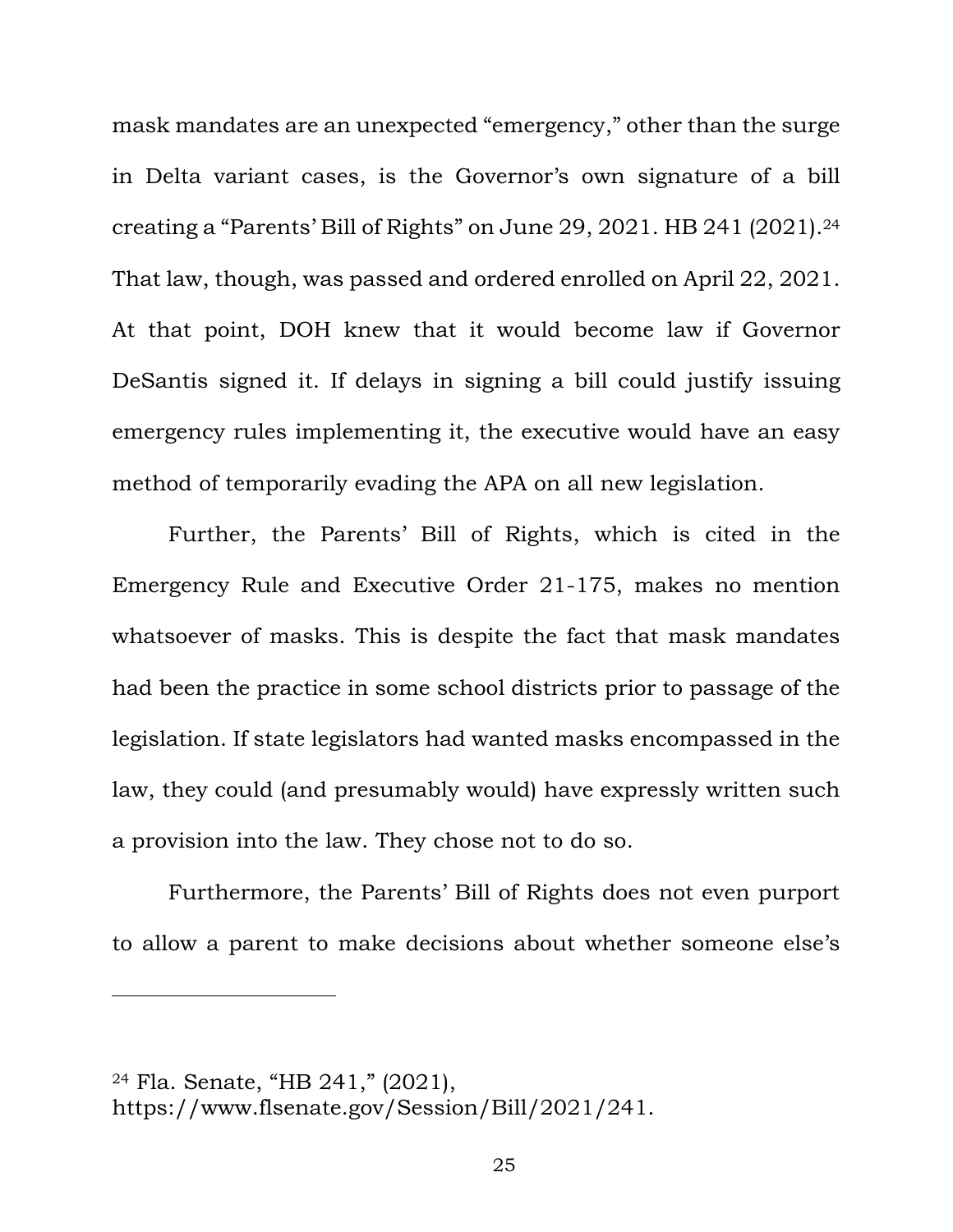mask mandates are an unexpected "emergency," other than the surge in Delta variant cases, is the Governor's own signature of a bill creating a "Parents' Bill of Rights" on June 29, 2021. HB 241 (2021).[24] That law, though, was passed and ordered enrolled on April 22, 2021. At that point, DOH knew that it would become law if Governor DeSantis signed it. If delays in signing a bill could justify issuing emergency rules implementing it, the executive would have an easy method of temporarily evading the APA on all new legislation.

Further, the Parents' Bill of Rights, which is cited in the Emergency Rule and Executive Order 21-175, makes no mention whatsoever of masks. This is despite the fact that mask mandates had been the practice in some school districts prior to passage of the legislation. If state legislators had wanted masks encompassed in the law, they could (and presumably would) have expressly written such a provision into the law. They chose not to do so.

Furthermore, the Parents' Bill of Rights does not even purport to allow a parent to make decisions about whether someone else's

---

[24] Fla. Senate, "HB 241," (2021), https://www.flsenate.gov/Session/Bill/2021/241.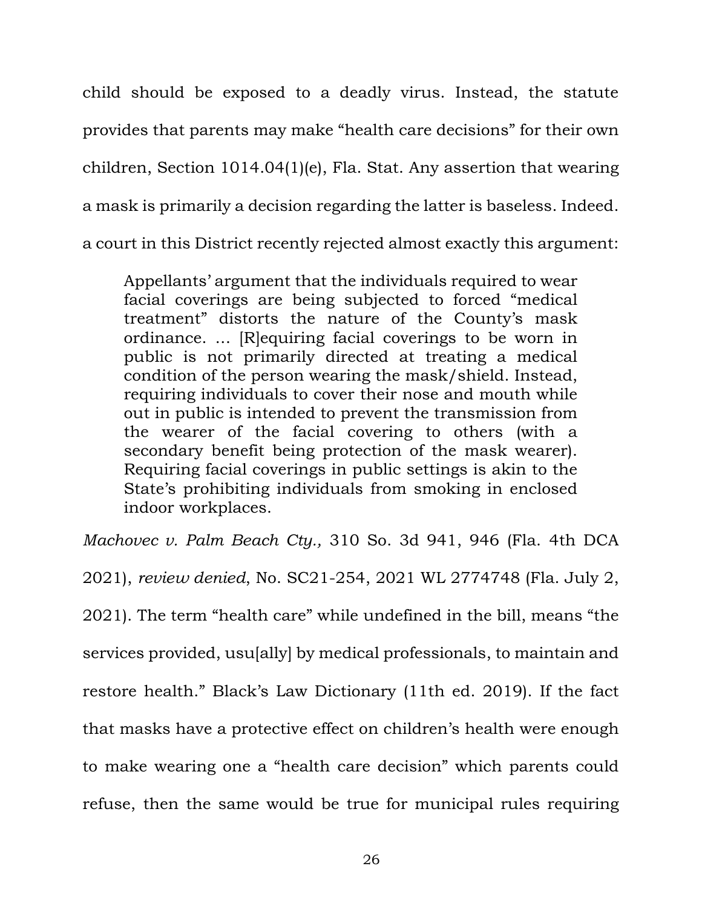child should be exposed to a deadly virus. Instead, the statute provides that parents may make "health care decisions" for their own children, Section 1014.04(1)(e), Fla. Stat. Any assertion that wearing a mask is primarily a decision regarding the latter is baseless. Indeed. a court in this District recently rejected almost exactly this argument:

> Appellants' argument that the individuals required to wear facial coverings are being subjected to forced "medical treatment" distorts the nature of the County's mask ordinance. … [R]equiring facial coverings to be worn in public is not primarily directed at treating a medical condition of the person wearing the mask/shield. Instead, requiring individuals to cover their nose and mouth while out in public is intended to prevent the transmission from the wearer of the facial covering to others (with a secondary benefit being protection of the mask wearer). Requiring facial coverings in public settings is akin to the State's prohibiting individuals from smoking in enclosed indoor workplaces.

*Machovec v. Palm Beach Cty.,* 310 So. 3d 941, 946 (Fla. 4th DCA 2021), *review denied*, No. SC21-254, 2021 WL 2774748 (Fla. July 2, 2021). The term "health care" while undefined in the bill, means "the services provided, usu[ally] by medical professionals, to maintain and restore health." Black's Law Dictionary (11th ed. 2019). If the fact that masks have a protective effect on children's health were enough to make wearing one a "health care decision" which parents could refuse, then the same would be true for municipal rules requiring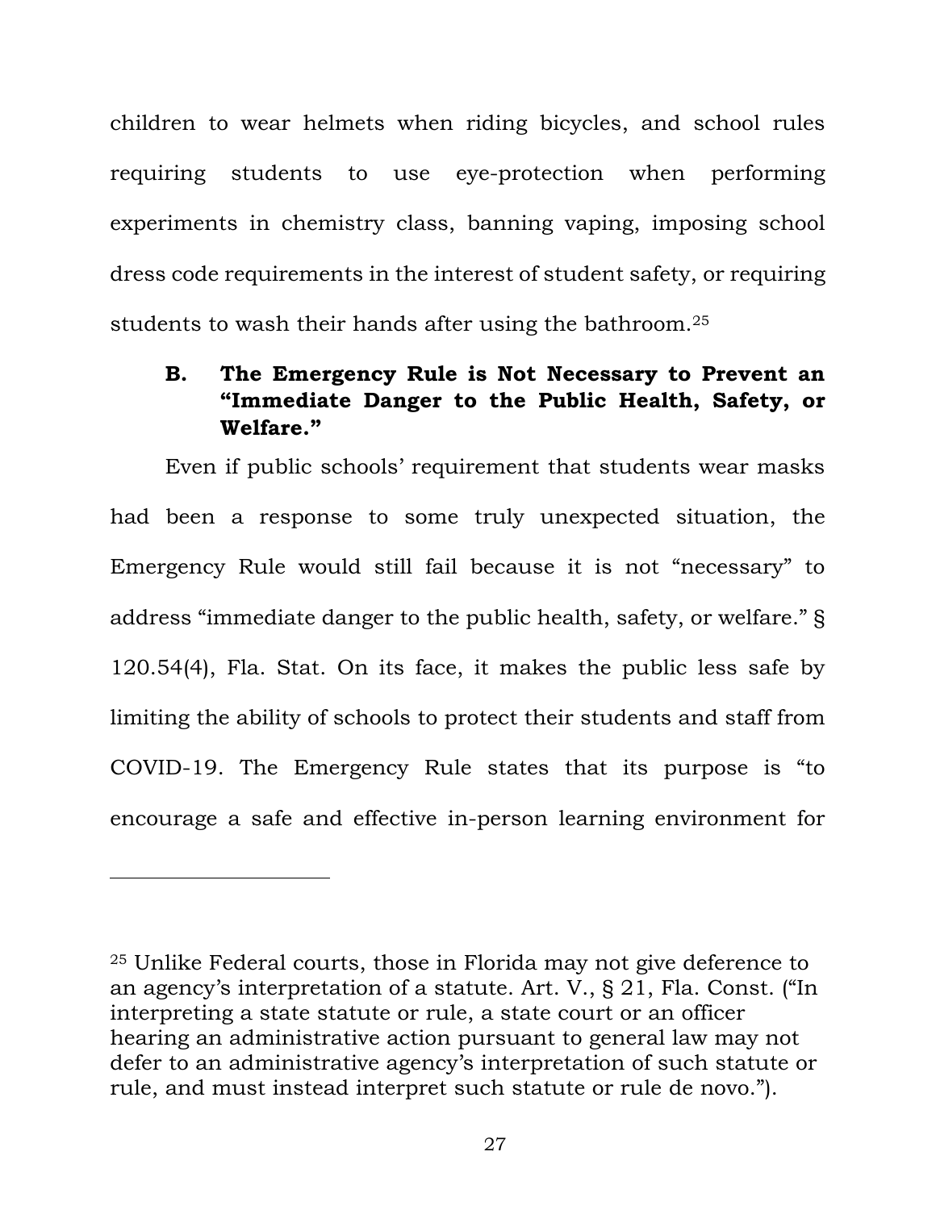children to wear helmets when riding bicycles, and school rules requiring students to use eye-protection when performing experiments in chemistry class, banning vaping, imposing school dress code requirements in the interest of student safety, or requiring students to wash their hands after using the bathroom.[25]

### B. The Emergency Rule is Not Necessary to Prevent an "Immediate Danger to the Public Health, Safety, or Welfare."

Even if public schools' requirement that students wear masks had been a response to some truly unexpected situation, the Emergency Rule would still fail because it is not "necessary" to address "immediate danger to the public health, safety, or welfare." § 120.54(4), Fla. Stat. On its face, it makes the public less safe by limiting the ability of schools to protect their students and staff from COVID-19. The Emergency Rule states that its purpose is "to encourage a safe and effective in-person learning environment for

---

[25] Unlike Federal courts, those in Florida may not give deference to an agency's interpretation of a statute. Art. V., § 21, Fla. Const. ("In interpreting a state statute or rule, a state court or an officer hearing an administrative action pursuant to general law may not defer to an administrative agency's interpretation of such statute or rule, and must instead interpret such statute or rule de novo.").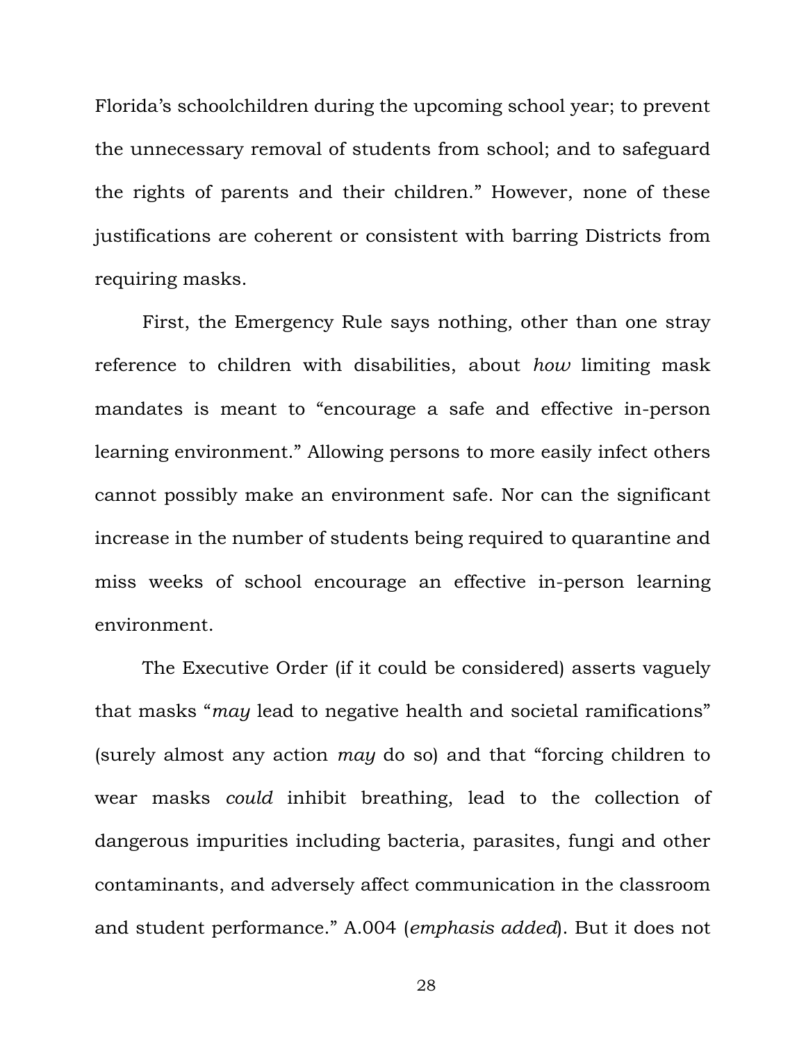Florida's schoolchildren during the upcoming school year; to prevent the unnecessary removal of students from school; and to safeguard the rights of parents and their children." However, none of these justifications are coherent or consistent with barring Districts from requiring masks.

First, the Emergency Rule says nothing, other than one stray reference to children with disabilities, about *how* limiting mask mandates is meant to "encourage a safe and effective in-person learning environment." Allowing persons to more easily infect others cannot possibly make an environment safe. Nor can the significant increase in the number of students being required to quarantine and miss weeks of school encourage an effective in-person learning environment.

The Executive Order (if it could be considered) asserts vaguely that masks "*may* lead to negative health and societal ramifications" (surely almost any action *may* do so) and that "forcing children to wear masks *could* inhibit breathing, lead to the collection of dangerous impurities including bacteria, parasites, fungi and other contaminants, and adversely affect communication in the classroom and student performance." A.004 (*emphasis added*). But it does not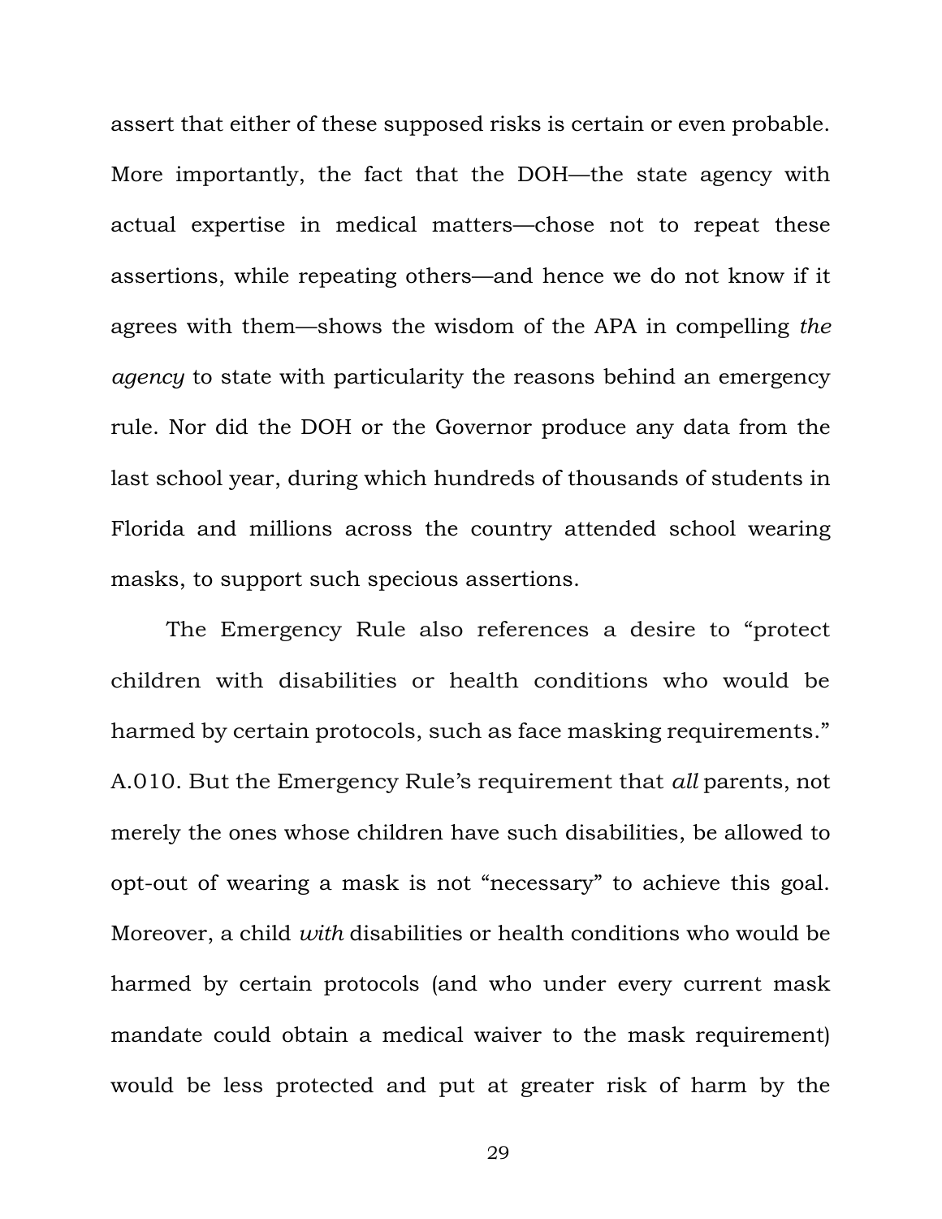assert that either of these supposed risks is certain or even probable. More importantly, the fact that the DOH—the state agency with actual expertise in medical matters—chose not to repeat these assertions, while repeating others—and hence we do not know if it agrees with them—shows the wisdom of the APA in compelling *the agency* to state with particularity the reasons behind an emergency rule. Nor did the DOH or the Governor produce any data from the last school year, during which hundreds of thousands of students in Florida and millions across the country attended school wearing masks, to support such specious assertions.

The Emergency Rule also references a desire to "protect children with disabilities or health conditions who would be harmed by certain protocols, such as face masking requirements." A.010. But the Emergency Rule's requirement that *all* parents, not merely the ones whose children have such disabilities, be allowed to opt-out of wearing a mask is not "necessary" to achieve this goal. Moreover, a child *with* disabilities or health conditions who would be harmed by certain protocols (and who under every current mask mandate could obtain a medical waiver to the mask requirement) would be less protected and put at greater risk of harm by the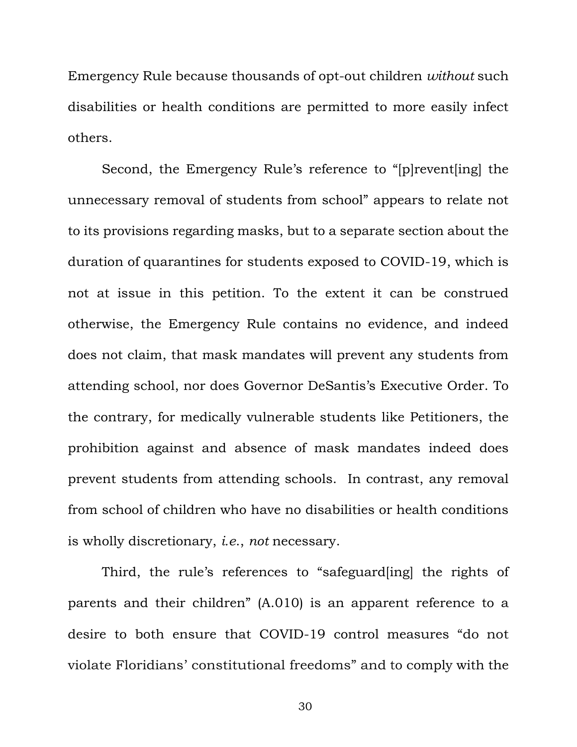Emergency Rule because thousands of opt-out children *without* such disabilities or health conditions are permitted to more easily infect others.

Second, the Emergency Rule's reference to "[p]revent[ing] the unnecessary removal of students from school" appears to relate not to its provisions regarding masks, but to a separate section about the duration of quarantines for students exposed to COVID-19, which is not at issue in this petition. To the extent it can be construed otherwise, the Emergency Rule contains no evidence, and indeed does not claim, that mask mandates will prevent any students from attending school, nor does Governor DeSantis's Executive Order. To the contrary, for medically vulnerable students like Petitioners, the prohibition against and absence of mask mandates indeed does prevent students from attending schools. In contrast, any removal from school of children who have no disabilities or health conditions is wholly discretionary, *i.e.*, *not* necessary.

Third, the rule's references to "safeguard[ing] the rights of parents and their children" (A.010) is an apparent reference to a desire to both ensure that COVID-19 control measures "do not violate Floridians' constitutional freedoms" and to comply with the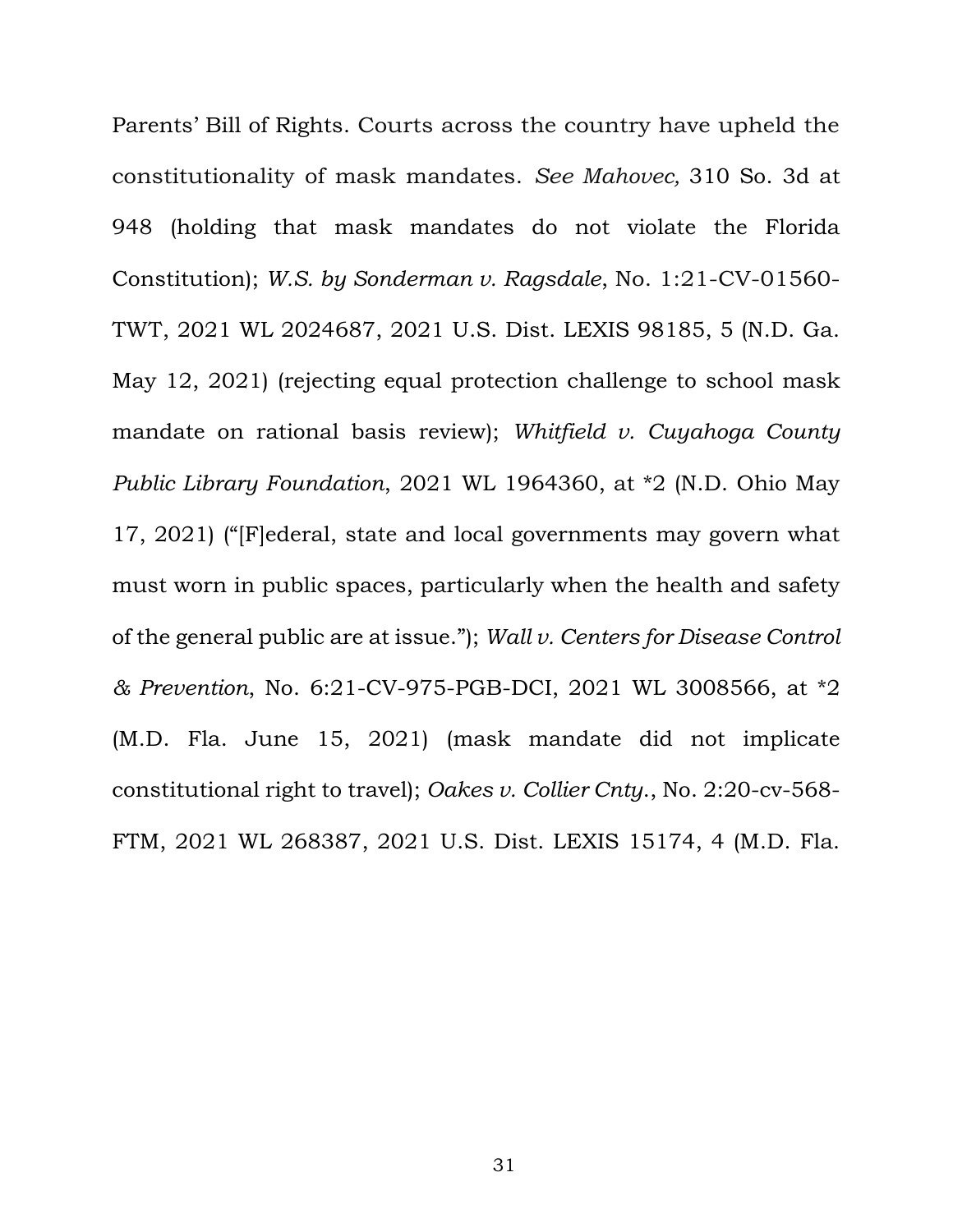Parents' Bill of Rights. Courts across the country have upheld the constitutionality of mask mandates. *See Mahovec,* 310 So. 3d at 948 (holding that mask mandates do not violate the Florida Constitution); *W.S. by Sonderman v. Ragsdale*, No. 1:21-CV-01560-TWT, 2021 WL 2024687, 2021 U.S. Dist. LEXIS 98185, 5 (N.D. Ga. May 12, 2021) (rejecting equal protection challenge to school mask mandate on rational basis review); *Whitfield v. Cuyahoga County Public Library Foundation*, 2021 WL 1964360, at *2 (N.D. Ohio May 17, 2021) ("[F]ederal, state and local governments may govern what must worn in public spaces, particularly when the health and safety of the general public are at issue."); *Wall v. Centers for Disease Control & Prevention*, No. 6:21-CV-975-PGB-DCI, 2021 WL 3008566, at *2 (M.D. Fla. June 15, 2021) (mask mandate did not implicate constitutional right to travel); *Oakes v. Collier Cnty.*, No. 2:20-cv-568-FTM, 2021 WL 268387, 2021 U.S. Dist. LEXIS 15174, 4 (M.D. Fla.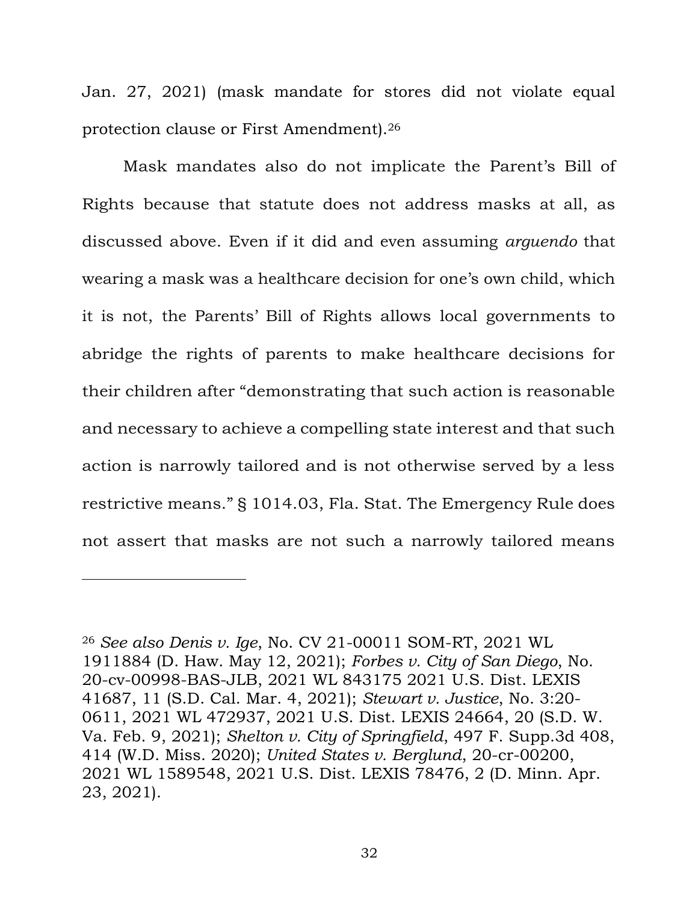Jan. 27, 2021) (mask mandate for stores did not violate equal protection clause or First Amendment).[26]

Mask mandates also do not implicate the Parent's Bill of Rights because that statute does not address masks at all, as discussed above. Even if it did and even assuming *arguendo* that wearing a mask was a healthcare decision for one's own child, which it is not, the Parents' Bill of Rights allows local governments to abridge the rights of parents to make healthcare decisions for their children after "demonstrating that such action is reasonable and necessary to achieve a compelling state interest and that such action is narrowly tailored and is not otherwise served by a less restrictive means." § 1014.03, Fla. Stat. The Emergency Rule does not assert that masks are not such a narrowly tailored means

---

[26] *See also Denis v. Ige*, No. CV 21-00011 SOM-RT, 2021 WL 1911884 (D. Haw. May 12, 2021); *Forbes v. City of San Diego*, No. 20-cv-00998-BAS-JLB, 2021 WL 843175 2021 U.S. Dist. LEXIS 41687, 11 (S.D. Cal. Mar. 4, 2021); *Stewart v. Justice*, No. 3:20-0611, 2021 WL 472937, 2021 U.S. Dist. LEXIS 24664, 20 (S.D. W. Va. Feb. 9, 2021); *Shelton v. City of Springfield*, 497 F. Supp.3d 408, 414 (W.D. Miss. 2020); *United States v. Berglund*, 20-cr-00200, 2021 WL 1589548, 2021 U.S. Dist. LEXIS 78476, 2 (D. Minn. Apr. 23, 2021).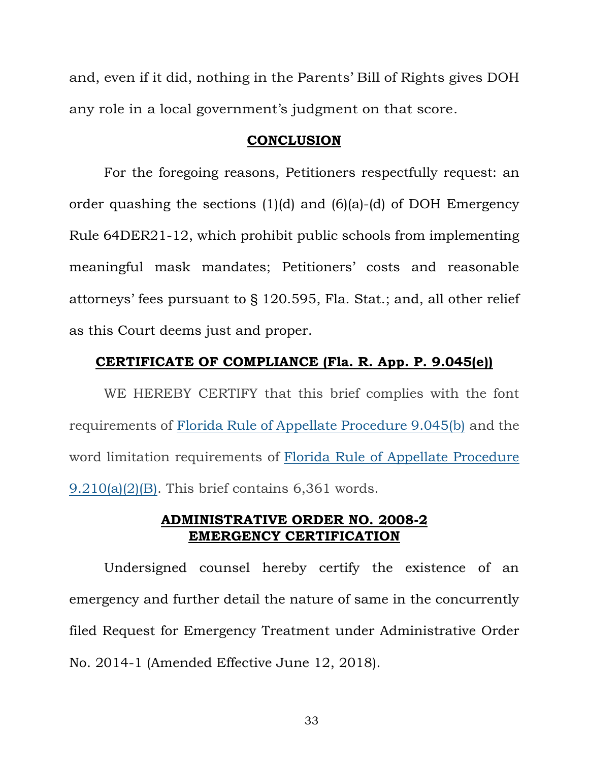and, even if it did, nothing in the Parents' Bill of Rights gives DOH any role in a local government's judgment on that score.

## CONCLUSION

For the foregoing reasons, Petitioners respectfully request: an order quashing the sections (1)(d) and (6)(a)-(d) of DOH Emergency Rule 64DER21-12, which prohibit public schools from implementing meaningful mask mandates; Petitioners' costs and reasonable attorneys' fees pursuant to § 120.595, Fla. Stat.; and, all other relief as this Court deems just and proper.

## CERTIFICATE OF COMPLIANCE (Fla. R. App. P. 9.045(e))

WE HEREBY CERTIFY that this brief complies with the font requirements of Florida Rule of Appellate Procedure 9.045(b) and the word limitation requirements of Florida Rule of Appellate Procedure 9.210(a)(2)(B). This brief contains 6,361 words.

## ADMINISTRATIVE ORDER NO. 2008-2 EMERGENCY CERTIFICATION

Undersigned counsel hereby certify the existence of an emergency and further detail the nature of same in the concurrently filed Request for Emergency Treatment under Administrative Order No. 2014-1 (Amended Effective June 12, 2018).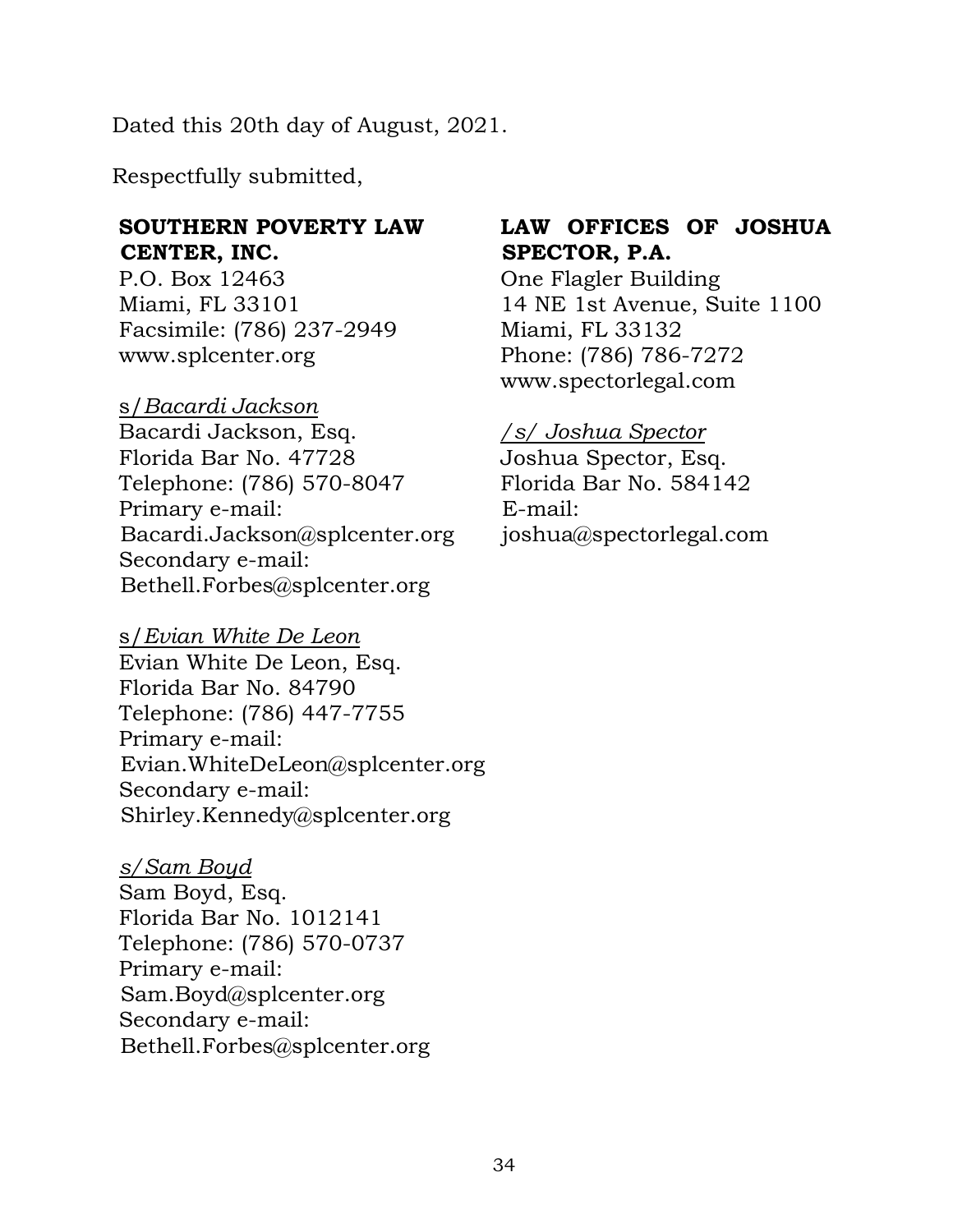Dated this 20th day of August, 2021.

Respectfully submitted,

**SOUTHERN POVERTY LAW CENTER, INC.**
P.O. Box 12463
Miami, FL 33101
Facsimile: (786) 237-2949
www.splcenter.org

s/*Bacardi Jackson*
Bacardi Jackson, Esq.
Florida Bar No. 47728
Telephone: (786) 570-8047
Primary e-mail:
Bacardi.Jackson@splcenter.org
Secondary e-mail:
Bethell.Forbes@splcenter.org

s/*Evian White De Leon*
Evian White De Leon, Esq.
Florida Bar No. 84790
Telephone: (786) 447-7755
Primary e-mail:
Evian.WhiteDeLeon@splcenter.org
Secondary e-mail:
Shirley.Kennedy@splcenter.org

*s/Sam Boyd*
Sam Boyd, Esq.
Florida Bar No. 1012141
Telephone: (786) 570-0737
Primary e-mail:
Sam.Boyd@splcenter.org
Secondary e-mail:
Bethell.Forbes@splcenter.org

**LAW OFFICES OF JOSHUA SPECTOR, P.A.**
One Flagler Building
14 NE 1st Avenue, Suite 1100
Miami, FL 33132
Phone: (786) 786-7272
www.spectorlegal.com

*/s/ Joshua Spector*
Joshua Spector, Esq.
Florida Bar No. 584142
E-mail:
joshua@spectorlegal.com